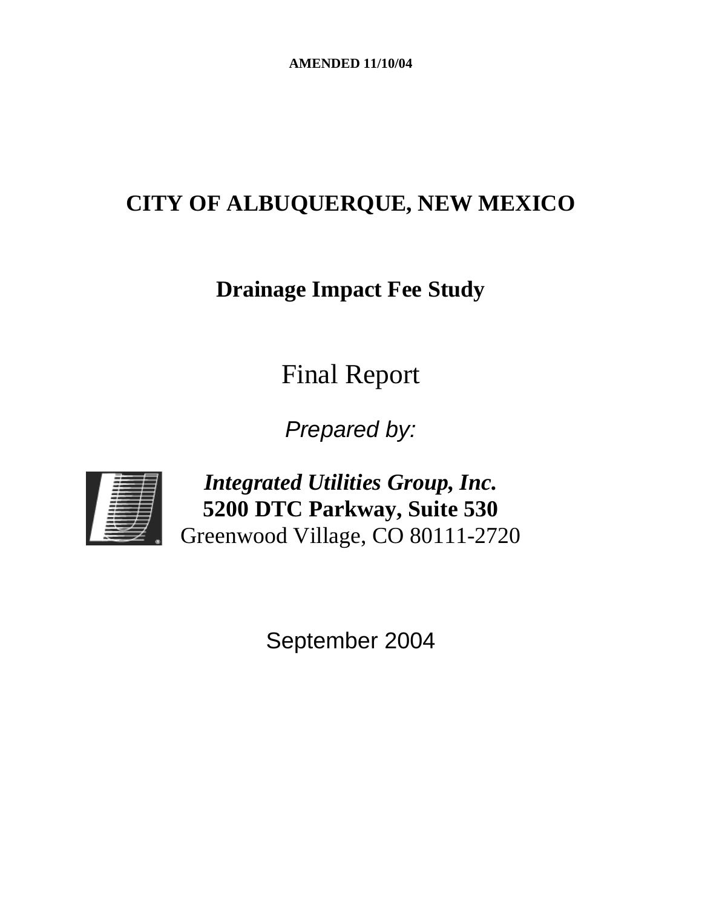**AMENDED 11/10/04**

# CITY OF ALBUQUERQUE, NEW MEXICO

## Drainage Impact Fee Study

Final Report

*Prepared by:*

***Integrated Utilities Group, Inc.***
**5200 DTC Parkway, Suite 530**
Greenwood Village, CO 80111-2720

September 2004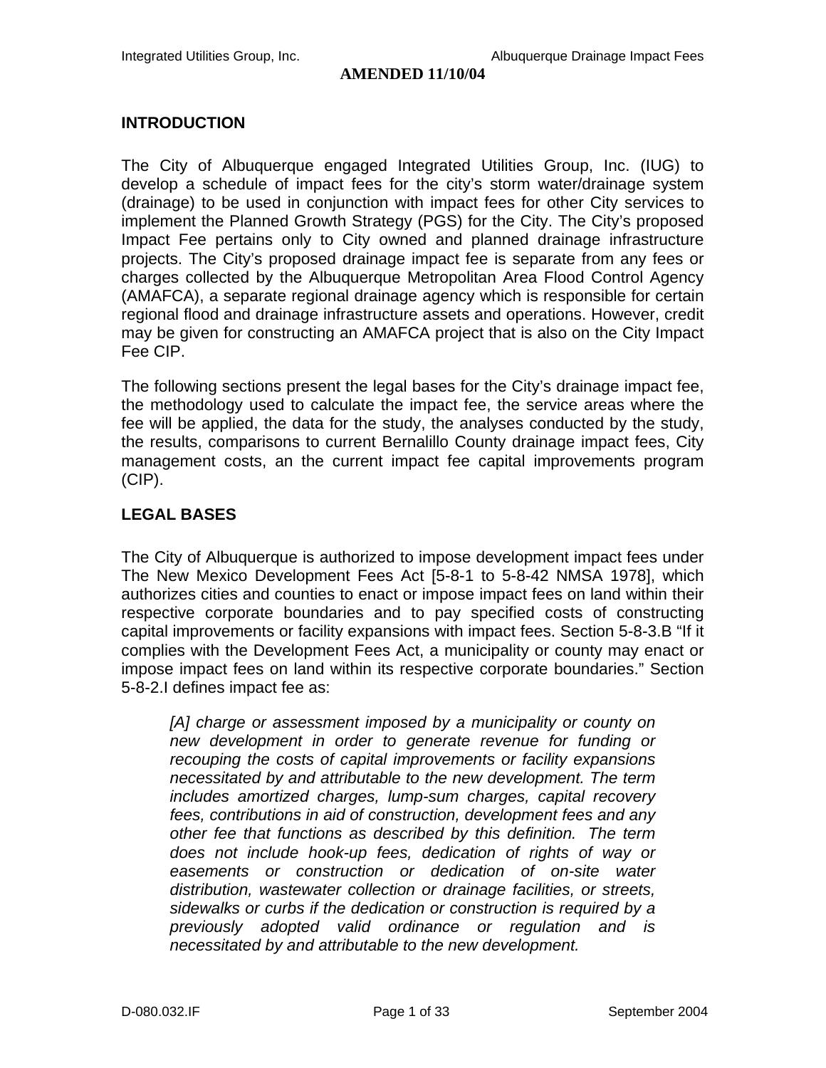**AMENDED 11/10/04**

## INTRODUCTION

The City of Albuquerque engaged Integrated Utilities Group, Inc. (IUG) to develop a schedule of impact fees for the city's storm water/drainage system (drainage) to be used in conjunction with impact fees for other City services to implement the Planned Growth Strategy (PGS) for the City. The City's proposed Impact Fee pertains only to City owned and planned drainage infrastructure projects. The City's proposed drainage impact fee is separate from any fees or charges collected by the Albuquerque Metropolitan Area Flood Control Agency (AMAFCA), a separate regional drainage agency which is responsible for certain regional flood and drainage infrastructure assets and operations. However, credit may be given for constructing an AMAFCA project that is also on the City Impact Fee CIP.

The following sections present the legal bases for the City's drainage impact fee, the methodology used to calculate the impact fee, the service areas where the fee will be applied, the data for the study, the analyses conducted by the study, the results, comparisons to current Bernalillo County drainage impact fees, City management costs, an the current impact fee capital improvements program (CIP).

## LEGAL BASES

The City of Albuquerque is authorized to impose development impact fees under The New Mexico Development Fees Act [5-8-1 to 5-8-42 NMSA 1978], which authorizes cities and counties to enact or impose impact fees on land within their respective corporate boundaries and to pay specified costs of constructing capital improvements or facility expansions with impact fees. Section 5-8-3.B "If it complies with the Development Fees Act, a municipality or county may enact or impose impact fees on land within its respective corporate boundaries." Section 5-8-2.I defines impact fee as:

> *[A] charge or assessment imposed by a municipality or county on new development in order to generate revenue for funding or recouping the costs of capital improvements or facility expansions necessitated by and attributable to the new development. The term includes amortized charges, lump-sum charges, capital recovery fees, contributions in aid of construction, development fees and any other fee that functions as described by this definition. The term does not include hook-up fees, dedication of rights of way or easements or construction or dedication of on-site water distribution, wastewater collection or drainage facilities, or streets, sidewalks or curbs if the dedication or construction is required by a previously adopted valid ordinance or regulation and is necessitated by and attributable to the new development.*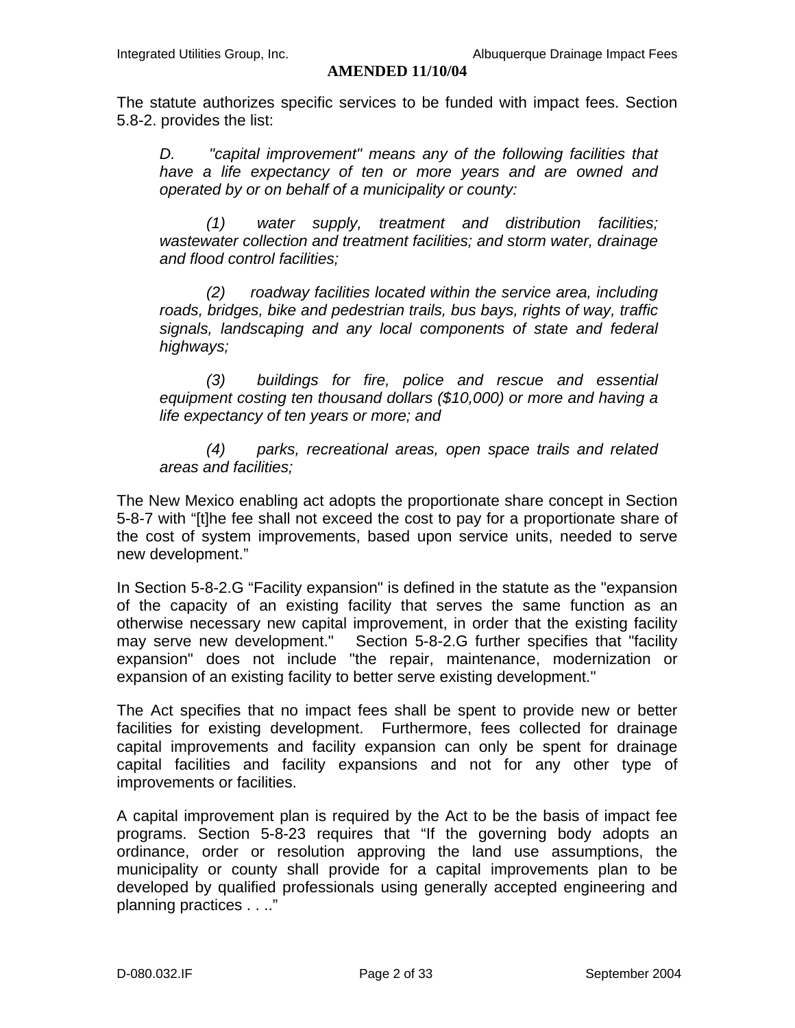**AMENDED 11/10/04**

The statute authorizes specific services to be funded with impact fees. Section 5.8-2. provides the list:

> *D. "capital improvement" means any of the following facilities that have a life expectancy of ten or more years and are owned and operated by or on behalf of a municipality or county:*
>
> *(1) water supply, treatment and distribution facilities; wastewater collection and treatment facilities; and storm water, drainage and flood control facilities;*
>
> *(2) roadway facilities located within the service area, including roads, bridges, bike and pedestrian trails, bus bays, rights of way, traffic signals, landscaping and any local components of state and federal highways;*
>
> *(3) buildings for fire, police and rescue and essential equipment costing ten thousand dollars ($10,000) or more and having a life expectancy of ten years or more; and*
>
> *(4) parks, recreational areas, open space trails and related areas and facilities;*

The New Mexico enabling act adopts the proportionate share concept in Section 5-8-7 with "[t]he fee shall not exceed the cost to pay for a proportionate share of the cost of system improvements, based upon service units, needed to serve new development."

In Section 5-8-2.G "Facility expansion" is defined in the statute as the "expansion of the capacity of an existing facility that serves the same function as an otherwise necessary new capital improvement, in order that the existing facility may serve new development." Section 5-8-2.G further specifies that "facility expansion" does not include "the repair, maintenance, modernization or expansion of an existing facility to better serve existing development."

The Act specifies that no impact fees shall be spent to provide new or better facilities for existing development. Furthermore, fees collected for drainage capital improvements and facility expansion can only be spent for drainage capital facilities and facility expansions and not for any other type of improvements or facilities.

A capital improvement plan is required by the Act to be the basis of impact fee programs. Section 5-8-23 requires that "If the governing body adopts an ordinance, order or resolution approving the land use assumptions, the municipality or county shall provide for a capital improvements plan to be developed by qualified professionals using generally accepted engineering and planning practices . . .."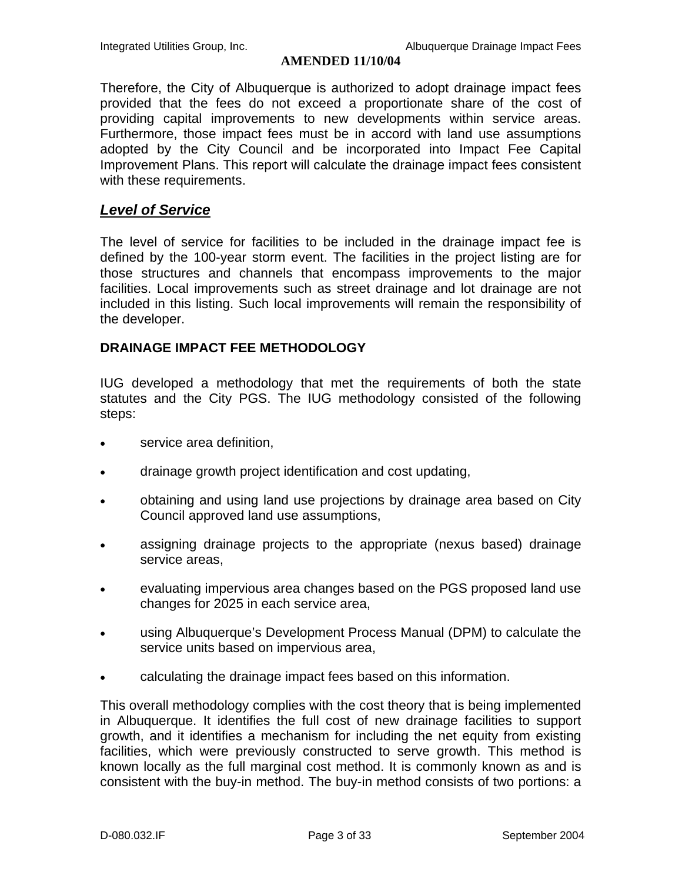**AMENDED 11/10/04**

Therefore, the City of Albuquerque is authorized to adopt drainage impact fees provided that the fees do not exceed a proportionate share of the cost of providing capital improvements to new developments within service areas. Furthermore, those impact fees must be in accord with land use assumptions adopted by the City Council and be incorporated into Impact Fee Capital Improvement Plans. This report will calculate the drainage impact fees consistent with these requirements.

## ***Level of Service***

The level of service for facilities to be included in the drainage impact fee is defined by the 100-year storm event. The facilities in the project listing are for those structures and channels that encompass improvements to the major facilities. Local improvements such as street drainage and lot drainage are not included in this listing. Such local improvements will remain the responsibility of the developer.

## DRAINAGE IMPACT FEE METHODOLOGY

IUG developed a methodology that met the requirements of both the state statutes and the City PGS. The IUG methodology consisted of the following steps:

- service area definition,
- drainage growth project identification and cost updating,
- obtaining and using land use projections by drainage area based on City Council approved land use assumptions,
- assigning drainage projects to the appropriate (nexus based) drainage service areas,
- evaluating impervious area changes based on the PGS proposed land use changes for 2025 in each service area,
- using Albuquerque's Development Process Manual (DPM) to calculate the service units based on impervious area,
- calculating the drainage impact fees based on this information.

This overall methodology complies with the cost theory that is being implemented in Albuquerque. It identifies the full cost of new drainage facilities to support growth, and it identifies a mechanism for including the net equity from existing facilities, which were previously constructed to serve growth. This method is known locally as the full marginal cost method. It is commonly known as and is consistent with the buy-in method. The buy-in method consists of two portions: a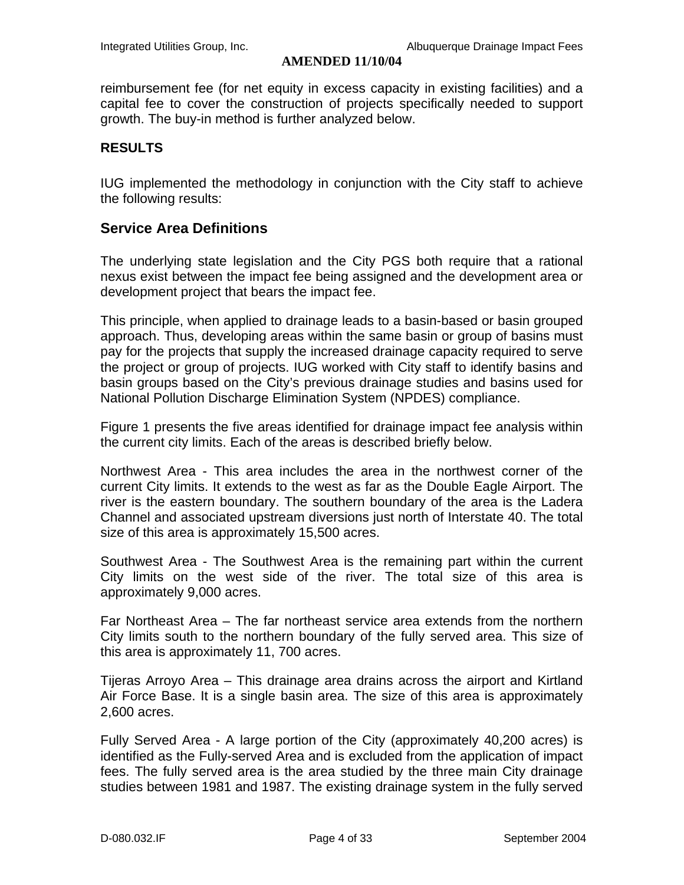reimbursement fee (for net equity in excess capacity in existing facilities) and a capital fee to cover the construction of projects specifically needed to support growth. The buy-in method is further analyzed below.

**RESULTS**

IUG implemented the methodology in conjunction with the City staff to achieve the following results:

## Service Area Definitions

The underlying state legislation and the City PGS both require that a rational nexus exist between the impact fee being assigned and the development area or development project that bears the impact fee.

This principle, when applied to drainage leads to a basin-based or basin grouped approach. Thus, developing areas within the same basin or group of basins must pay for the projects that supply the increased drainage capacity required to serve the project or group of projects. IUG worked with City staff to identify basins and basin groups based on the City's previous drainage studies and basins used for National Pollution Discharge Elimination System (NPDES) compliance.

Figure 1 presents the five areas identified for drainage impact fee analysis within the current city limits. Each of the areas is described briefly below.

Northwest Area - This area includes the area in the northwest corner of the current City limits. It extends to the west as far as the Double Eagle Airport. The river is the eastern boundary. The southern boundary of the area is the Ladera Channel and associated upstream diversions just north of Interstate 40. The total size of this area is approximately 15,500 acres.

Southwest Area - The Southwest Area is the remaining part within the current City limits on the west side of the river. The total size of this area is approximately 9,000 acres.

Far Northeast Area – The far northeast service area extends from the northern City limits south to the northern boundary of the fully served area. This size of this area is approximately 11, 700 acres.

Tijeras Arroyo Area – This drainage area drains across the airport and Kirtland Air Force Base. It is a single basin area. The size of this area is approximately 2,600 acres.

Fully Served Area - A large portion of the City (approximately 40,200 acres) is identified as the Fully-served Area and is excluded from the application of impact fees. The fully served area is the area studied by the three main City drainage studies between 1981 and 1987. The existing drainage system in the fully served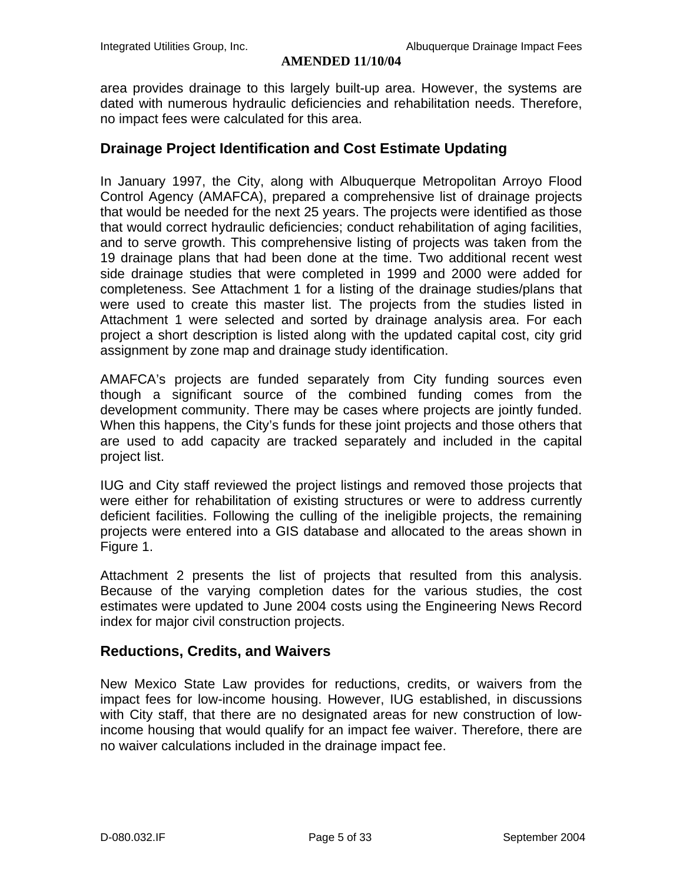area provides drainage to this largely built-up area. However, the systems are dated with numerous hydraulic deficiencies and rehabilitation needs. Therefore, no impact fees were calculated for this area.

## Drainage Project Identification and Cost Estimate Updating

In January 1997, the City, along with Albuquerque Metropolitan Arroyo Flood Control Agency (AMAFCA), prepared a comprehensive list of drainage projects that would be needed for the next 25 years. The projects were identified as those that would correct hydraulic deficiencies; conduct rehabilitation of aging facilities, and to serve growth. This comprehensive listing of projects was taken from the 19 drainage plans that had been done at the time. Two additional recent west side drainage studies that were completed in 1999 and 2000 were added for completeness. See Attachment 1 for a listing of the drainage studies/plans that were used to create this master list. The projects from the studies listed in Attachment 1 were selected and sorted by drainage analysis area. For each project a short description is listed along with the updated capital cost, city grid assignment by zone map and drainage study identification.

AMAFCA's projects are funded separately from City funding sources even though a significant source of the combined funding comes from the development community. There may be cases where projects are jointly funded. When this happens, the City's funds for these joint projects and those others that are used to add capacity are tracked separately and included in the capital project list.

IUG and City staff reviewed the project listings and removed those projects that were either for rehabilitation of existing structures or were to address currently deficient facilities. Following the culling of the ineligible projects, the remaining projects were entered into a GIS database and allocated to the areas shown in Figure 1.

Attachment 2 presents the list of projects that resulted from this analysis. Because of the varying completion dates for the various studies, the cost estimates were updated to June 2004 costs using the Engineering News Record index for major civil construction projects.

## Reductions, Credits, and Waivers

New Mexico State Law provides for reductions, credits, or waivers from the impact fees for low-income housing. However, IUG established, in discussions with City staff, that there are no designated areas for new construction of low-income housing that would qualify for an impact fee waiver. Therefore, there are no waiver calculations included in the drainage impact fee.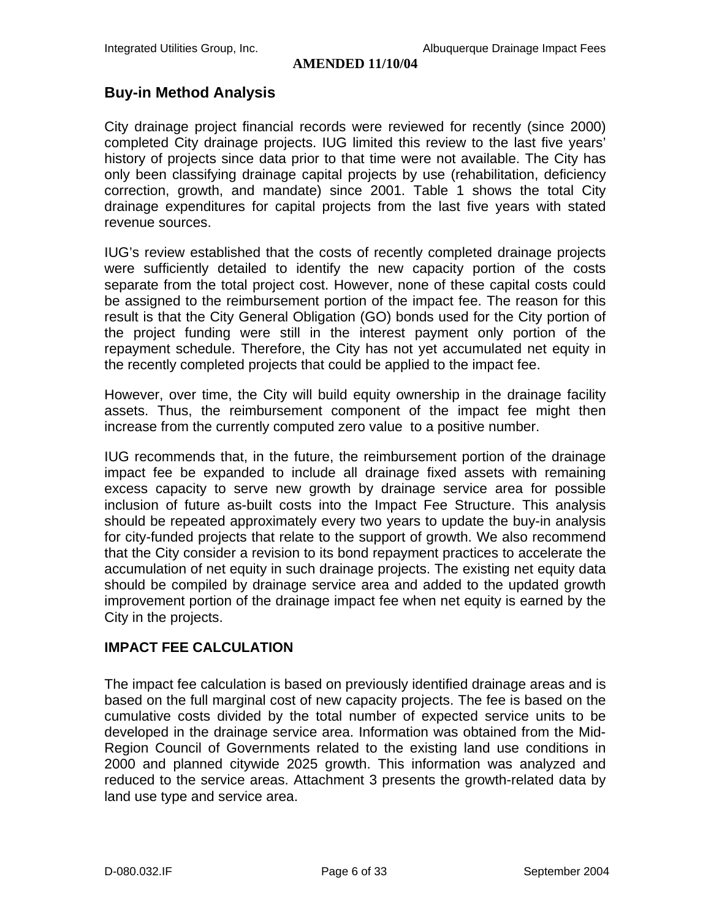**AMENDED 11/10/04**

## Buy-in Method Analysis

City drainage project financial records were reviewed for recently (since 2000) completed City drainage projects. IUG limited this review to the last five years' history of projects since data prior to that time were not available. The City has only been classifying drainage capital projects by use (rehabilitation, deficiency correction, growth, and mandate) since 2001. Table 1 shows the total City drainage expenditures for capital projects from the last five years with stated revenue sources.

IUG's review established that the costs of recently completed drainage projects were sufficiently detailed to identify the new capacity portion of the costs separate from the total project cost. However, none of these capital costs could be assigned to the reimbursement portion of the impact fee. The reason for this result is that the City General Obligation (GO) bonds used for the City portion of the project funding were still in the interest payment only portion of the repayment schedule. Therefore, the City has not yet accumulated net equity in the recently completed projects that could be applied to the impact fee.

However, over time, the City will build equity ownership in the drainage facility assets. Thus, the reimbursement component of the impact fee might then increase from the currently computed zero value to a positive number.

IUG recommends that, in the future, the reimbursement portion of the drainage impact fee be expanded to include all drainage fixed assets with remaining excess capacity to serve new growth by drainage service area for possible inclusion of future as-built costs into the Impact Fee Structure. This analysis should be repeated approximately every two years to update the buy-in analysis for city-funded projects that relate to the support of growth. We also recommend that the City consider a revision to its bond repayment practices to accelerate the accumulation of net equity in such drainage projects. The existing net equity data should be compiled by drainage service area and added to the updated growth improvement portion of the drainage impact fee when net equity is earned by the City in the projects.

## IMPACT FEE CALCULATION

The impact fee calculation is based on previously identified drainage areas and is based on the full marginal cost of new capacity projects. The fee is based on the cumulative costs divided by the total number of expected service units to be developed in the drainage service area. Information was obtained from the Mid-Region Council of Governments related to the existing land use conditions in 2000 and planned citywide 2025 growth. This information was analyzed and reduced to the service areas. Attachment 3 presents the growth-related data by land use type and service area.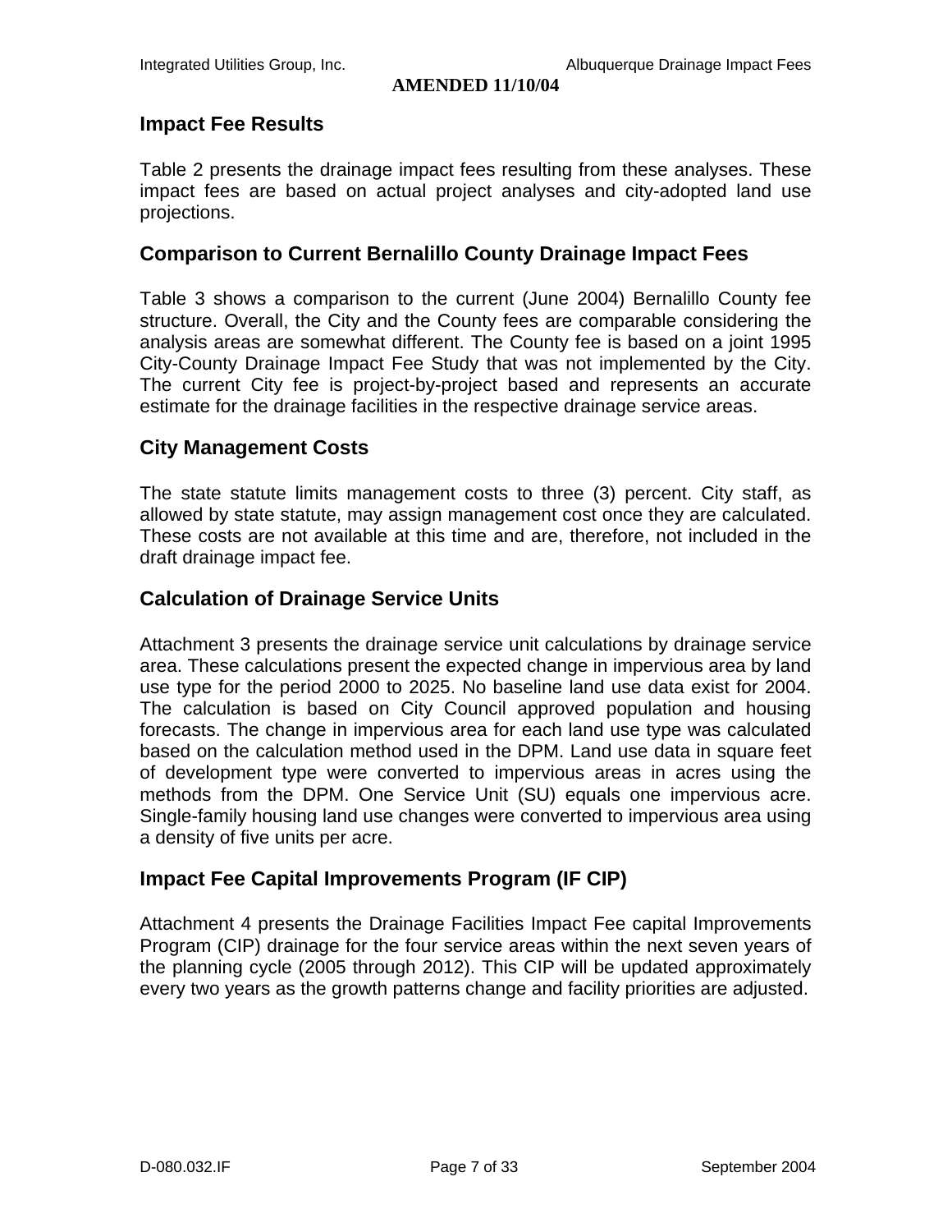**AMENDED 11/10/04**

## Impact Fee Results

Table 2 presents the drainage impact fees resulting from these analyses. These impact fees are based on actual project analyses and city-adopted land use projections.

## Comparison to Current Bernalillo County Drainage Impact Fees

Table 3 shows a comparison to the current (June 2004) Bernalillo County fee structure. Overall, the City and the County fees are comparable considering the analysis areas are somewhat different. The County fee is based on a joint 1995 City-County Drainage Impact Fee Study that was not implemented by the City. The current City fee is project-by-project based and represents an accurate estimate for the drainage facilities in the respective drainage service areas.

## City Management Costs

The state statute limits management costs to three (3) percent. City staff, as allowed by state statute, may assign management cost once they are calculated. These costs are not available at this time and are, therefore, not included in the draft drainage impact fee.

## Calculation of Drainage Service Units

Attachment 3 presents the drainage service unit calculations by drainage service area. These calculations present the expected change in impervious area by land use type for the period 2000 to 2025. No baseline land use data exist for 2004. The calculation is based on City Council approved population and housing forecasts. The change in impervious area for each land use type was calculated based on the calculation method used in the DPM. Land use data in square feet of development type were converted to impervious areas in acres using the methods from the DPM. One Service Unit (SU) equals one impervious acre. Single-family housing land use changes were converted to impervious area using a density of five units per acre.

## Impact Fee Capital Improvements Program (IF CIP)

Attachment 4 presents the Drainage Facilities Impact Fee capital Improvements Program (CIP) drainage for the four service areas within the next seven years of the planning cycle (2005 through 2012). This CIP will be updated approximately every two years as the growth patterns change and facility priorities are adjusted.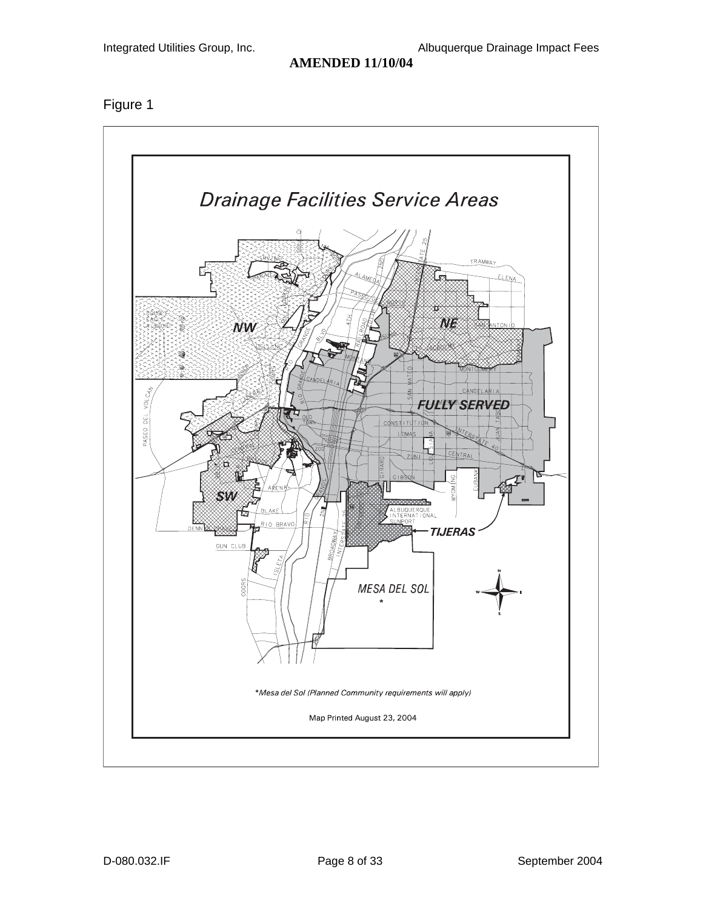Figure 1

## Drainage Facilities Service Areas

*Mesa del Sol (Planned Community requirements will apply)

Map Printed August 23, 2004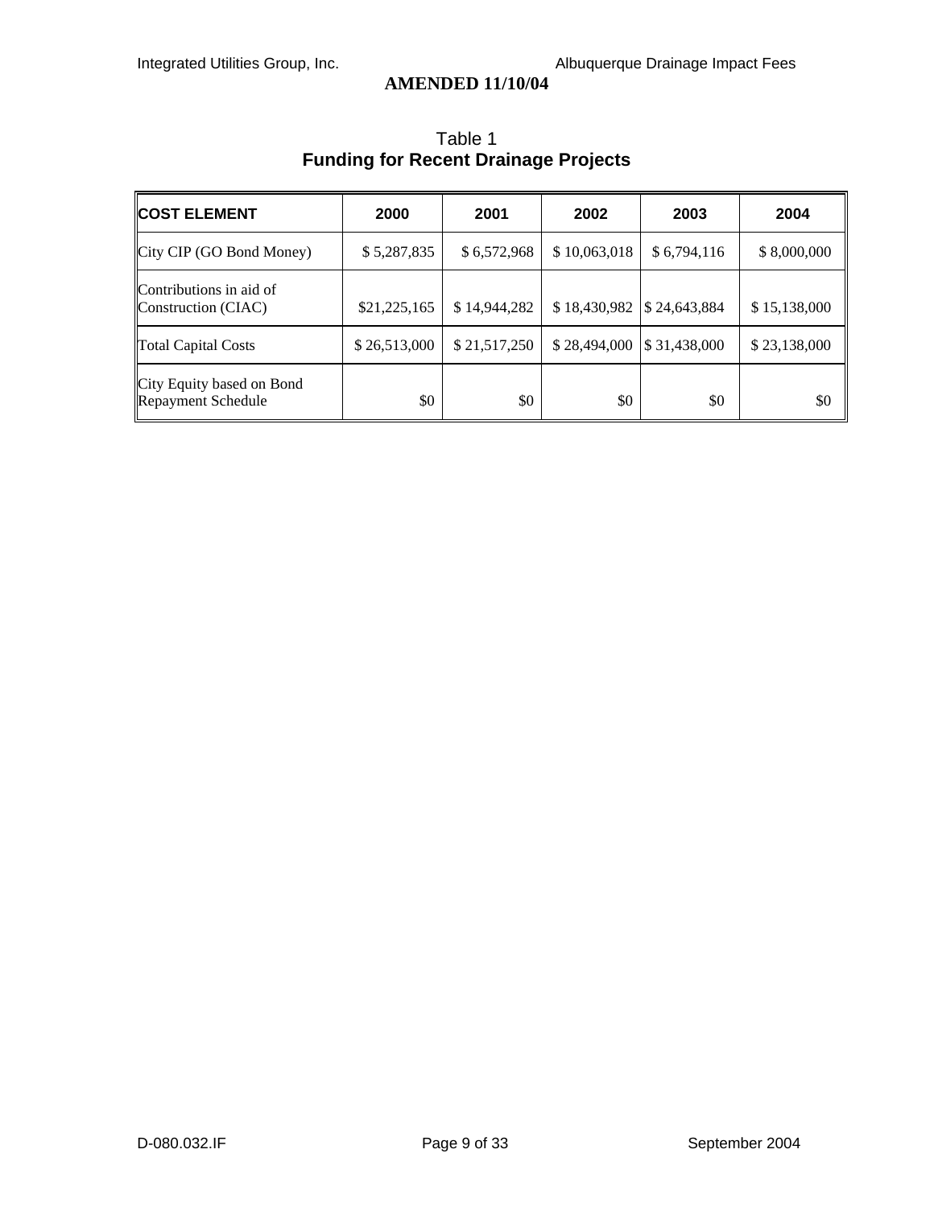**AMENDED 11/10/04**

Table 1
**Funding for Recent Drainage Projects**

| COST ELEMENT | 2000 | 2001 | 2002 | 2003 | 2004 |
|---|---|---|---|---|---|
| City CIP (GO Bond Money) | $ 5,287,835 | $ 6,572,968 | $ 10,063,018 | $ 6,794,116 | $ 8,000,000 |
| Contributions in aid of Construction (CIAC) | $21,225,165 | $ 14,944,282 | $ 18,430,982 | $ 24,643,884 | $ 15,138,000 |
| Total Capital Costs | $ 26,513,000 | $ 21,517,250 | $ 28,494,000 | $ 31,438,000 | $ 23,138,000 |
| City Equity based on Bond Repayment Schedule | $0 | $0 | $0 | $0 | $0 |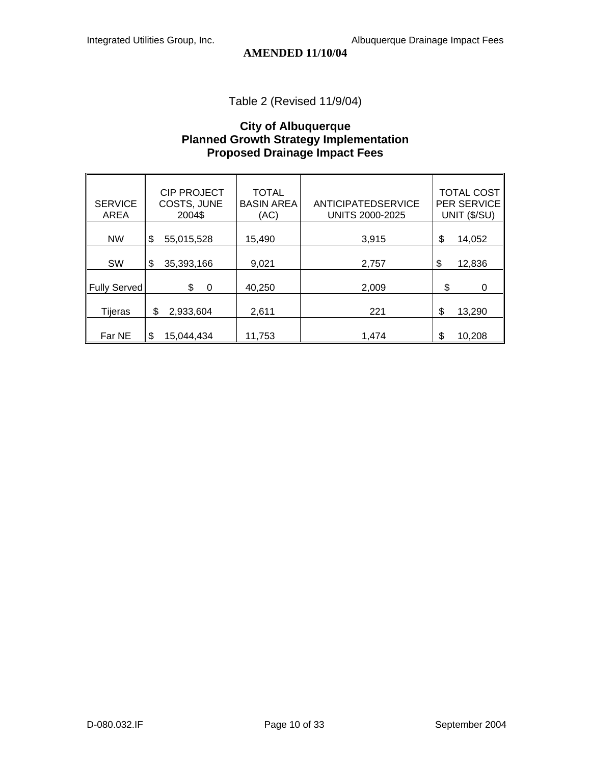**AMENDED 11/10/04**

Table 2 (Revised 11/9/04)

**City of Albuquerque**
**Planned Growth Strategy Implementation**
**Proposed Drainage Impact Fees**

| SERVICE AREA | CIP PROJECT COSTS, JUNE 2004$ | TOTAL BASIN AREA (AC) | ANTICIPATEDSERVICE UNITS 2000-2025 | TOTAL COST PER SERVICE UNIT ($/SU) |
|---|---|---|---|---|
| NW | $ 55,015,528 | 15,490 | 3,915 | $ 14,052 |
| SW | $ 35,393,166 | 9,021 | 2,757 | $ 12,836 |
| Fully Served | $ 0 | 40,250 | 2,009 | $ 0 |
| Tijeras | $ 2,933,604 | 2,611 | 221 | $ 13,290 |
| Far NE | $ 15,044,434 | 11,753 | 1,474 | $ 10,208 |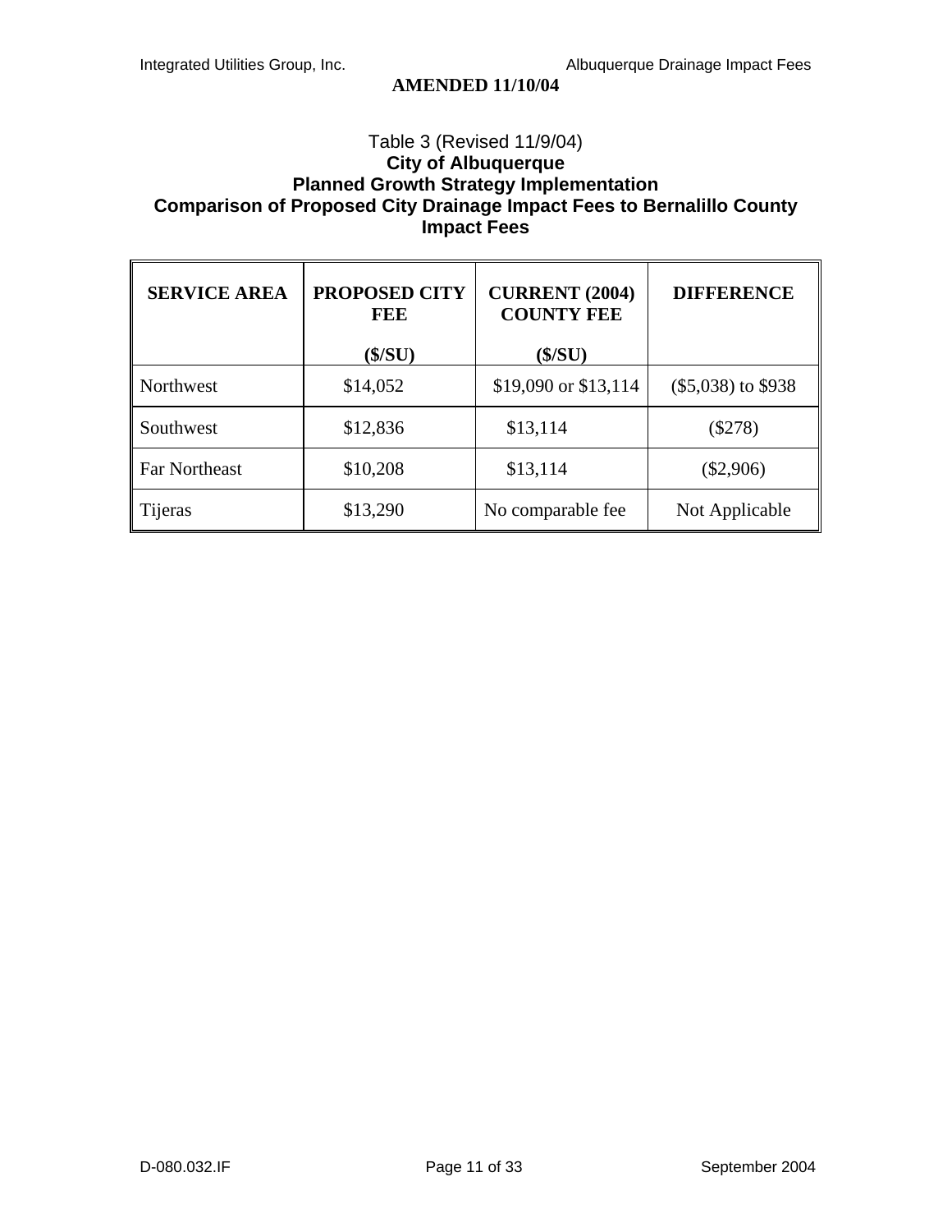**AMENDED 11/10/04**

Table 3 (Revised 11/9/04)

**City of Albuquerque**
**Planned Growth Strategy Implementation**
**Comparison of Proposed City Drainage Impact Fees to Bernalillo County Impact Fees**

| SERVICE AREA | PROPOSED CITY FEE ($/SU) | CURRENT (2004) COUNTY FEE ($/SU) | DIFFERENCE |
|---|---|---|---|
| Northwest | $14,052 | $19,090 or $13,114 | ($5,038) to $938 |
| Southwest | $12,836 | $13,114 | ($278) |
| Far Northeast | $10,208 | $13,114 | ($2,906) |
| Tijeras | $13,290 | No comparable fee | Not Applicable |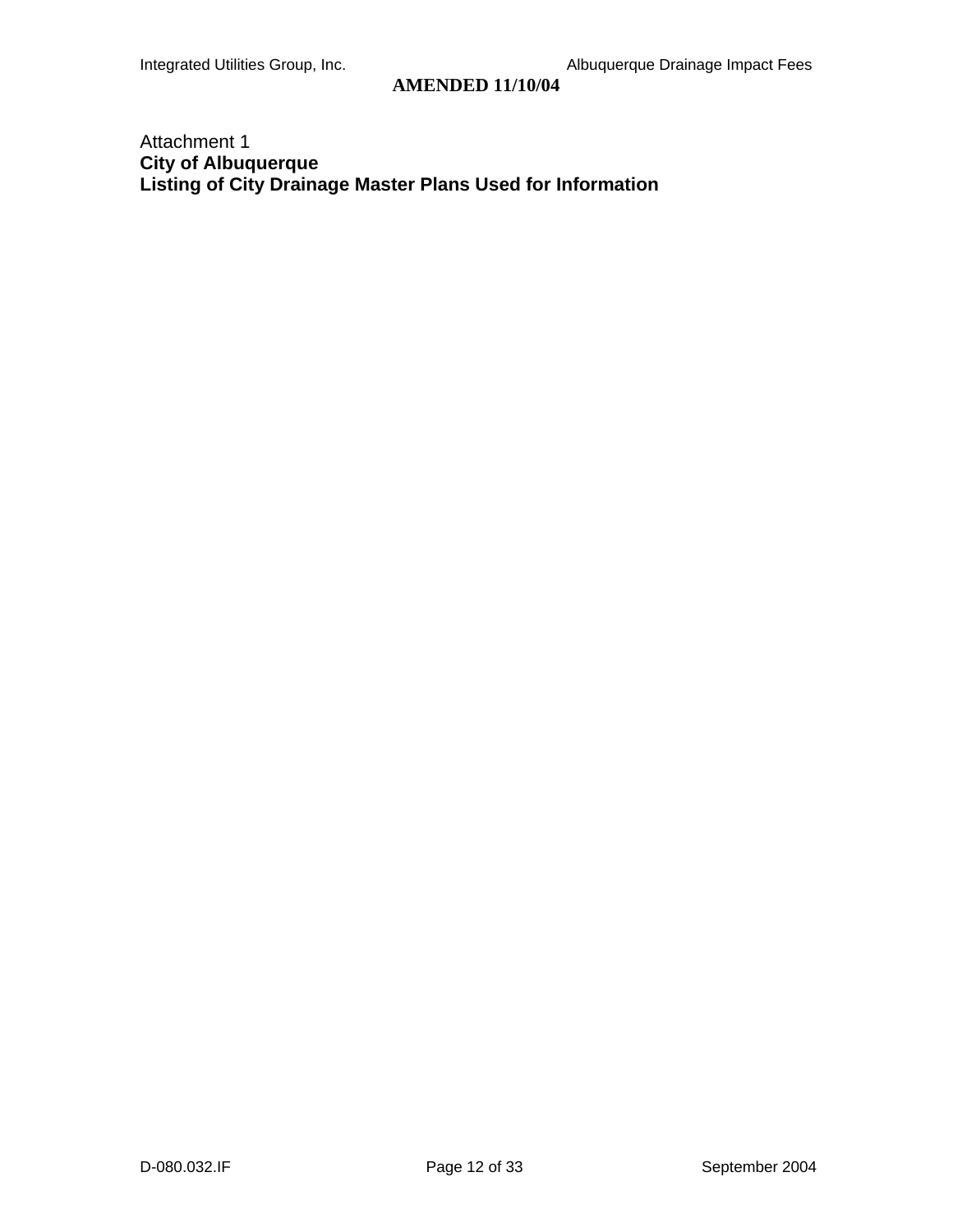**AMENDED 11/10/04**

Attachment 1

**City of Albuquerque**

**Listing of City Drainage Master Plans Used for Information**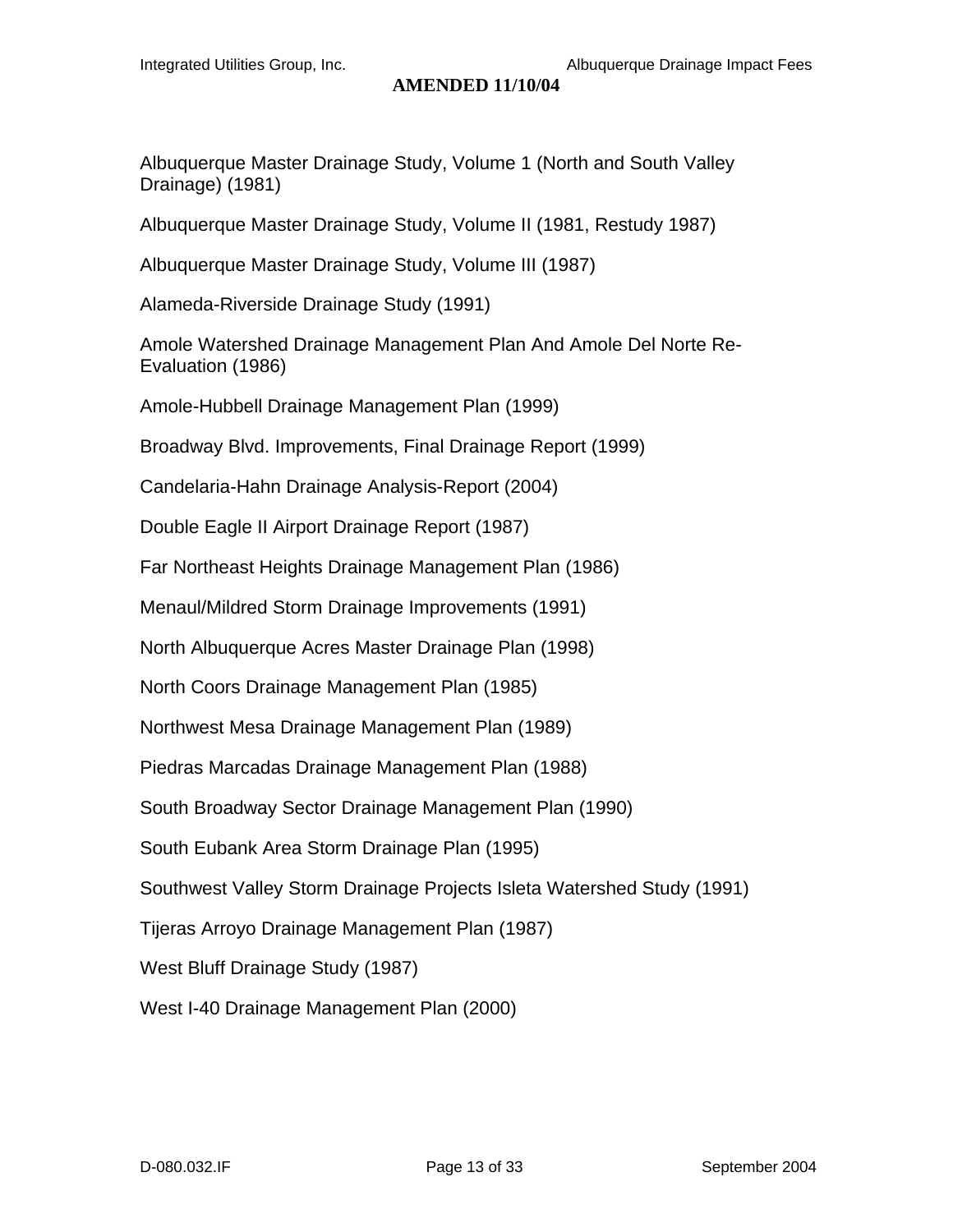Albuquerque Master Drainage Study, Volume 1 (North and South Valley Drainage) (1981)

Albuquerque Master Drainage Study, Volume II (1981, Restudy 1987)

Albuquerque Master Drainage Study, Volume III (1987)

Alameda-Riverside Drainage Study (1991)

Amole Watershed Drainage Management Plan And Amole Del Norte Re-Evaluation (1986)

Amole-Hubbell Drainage Management Plan (1999)

Broadway Blvd. Improvements, Final Drainage Report (1999)

Candelaria-Hahn Drainage Analysis-Report (2004)

Double Eagle II Airport Drainage Report (1987)

Far Northeast Heights Drainage Management Plan (1986)

Menaul/Mildred Storm Drainage Improvements (1991)

North Albuquerque Acres Master Drainage Plan (1998)

North Coors Drainage Management Plan (1985)

Northwest Mesa Drainage Management Plan (1989)

Piedras Marcadas Drainage Management Plan (1988)

South Broadway Sector Drainage Management Plan (1990)

South Eubank Area Storm Drainage Plan (1995)

Southwest Valley Storm Drainage Projects Isleta Watershed Study (1991)

Tijeras Arroyo Drainage Management Plan (1987)

West Bluff Drainage Study (1987)

West I-40 Drainage Management Plan (2000)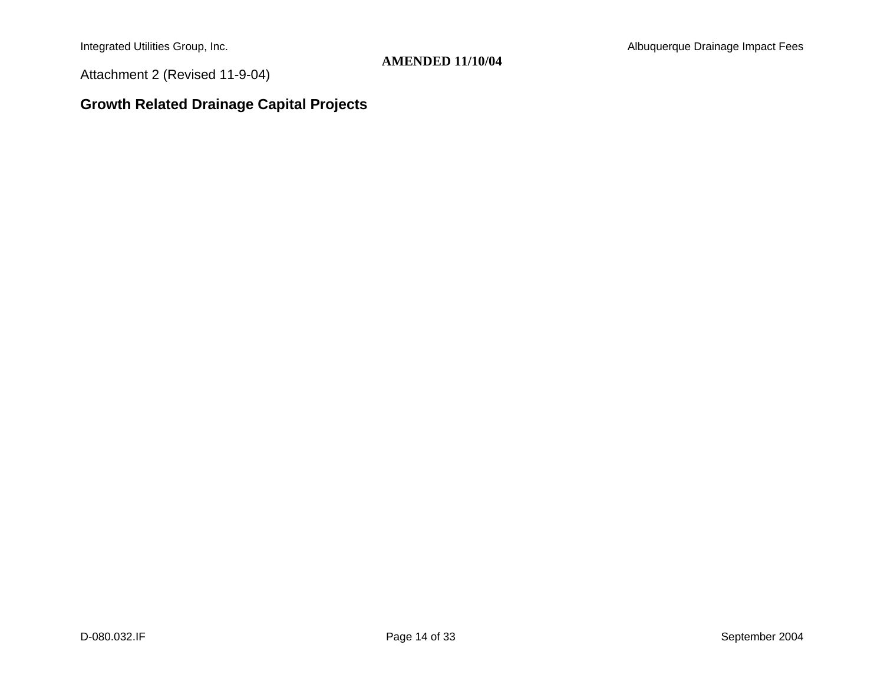**AMENDED 11/10/04**

Attachment 2 (Revised 11-9-04)

## Growth Related Drainage Capital Projects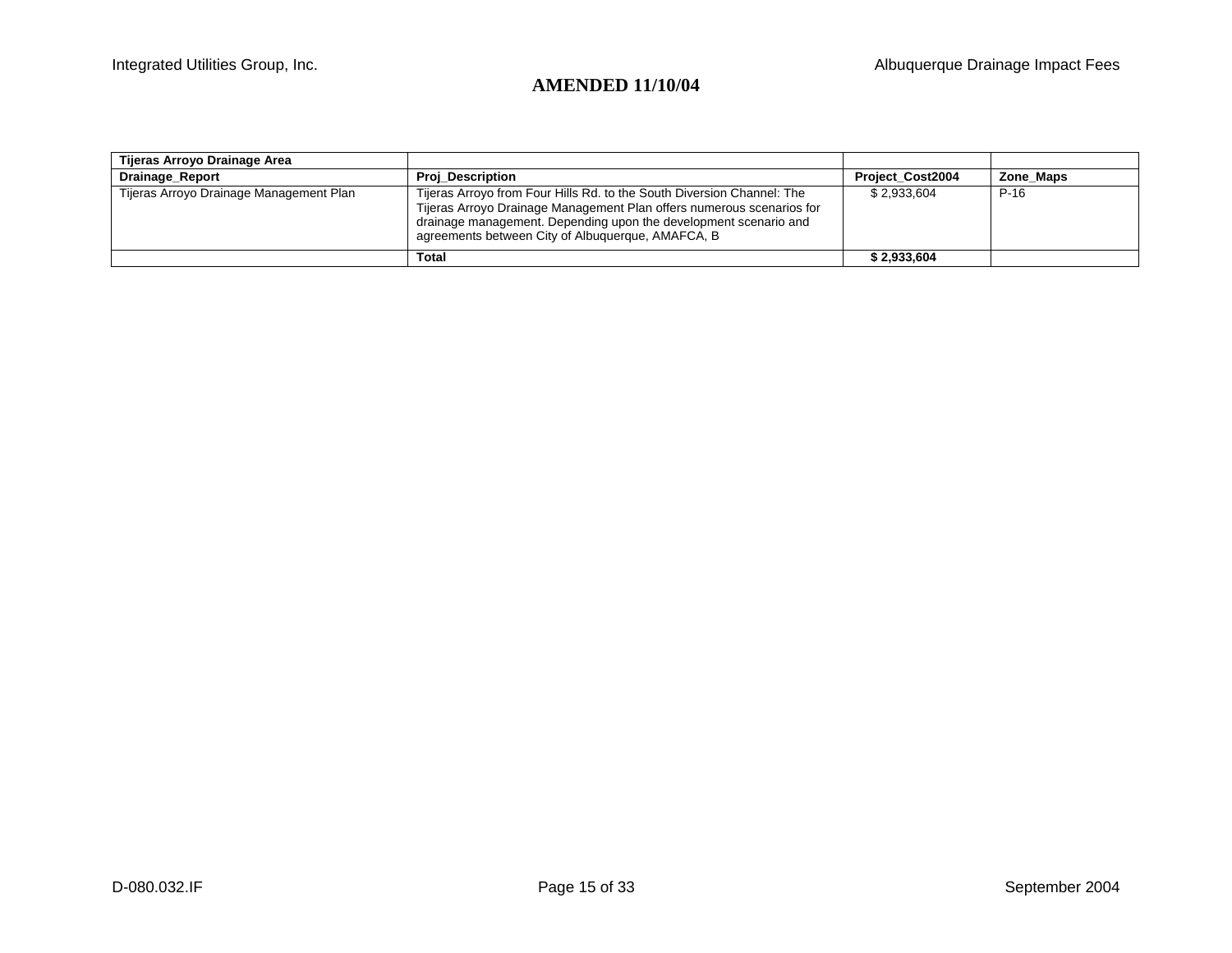**AMENDED 11/10/04**

| Tijeras Arroyo Drainage Area | | | |
|---|---|---|---|
| **Drainage_Report** | **Proj_Description** | **Project_Cost2004** | **Zone_Maps** |
| Tijeras Arroyo Drainage Management Plan | Tijeras Arroyo from Four Hills Rd. to the South Diversion Channel: The Tijeras Arroyo Drainage Management Plan offers numerous scenarios for drainage management. Depending upon the development scenario and agreements between City of Albuquerque, AMAFCA, B | $ 2,933,604 | P-16 |
| | **Total** | **$ 2,933,604** | |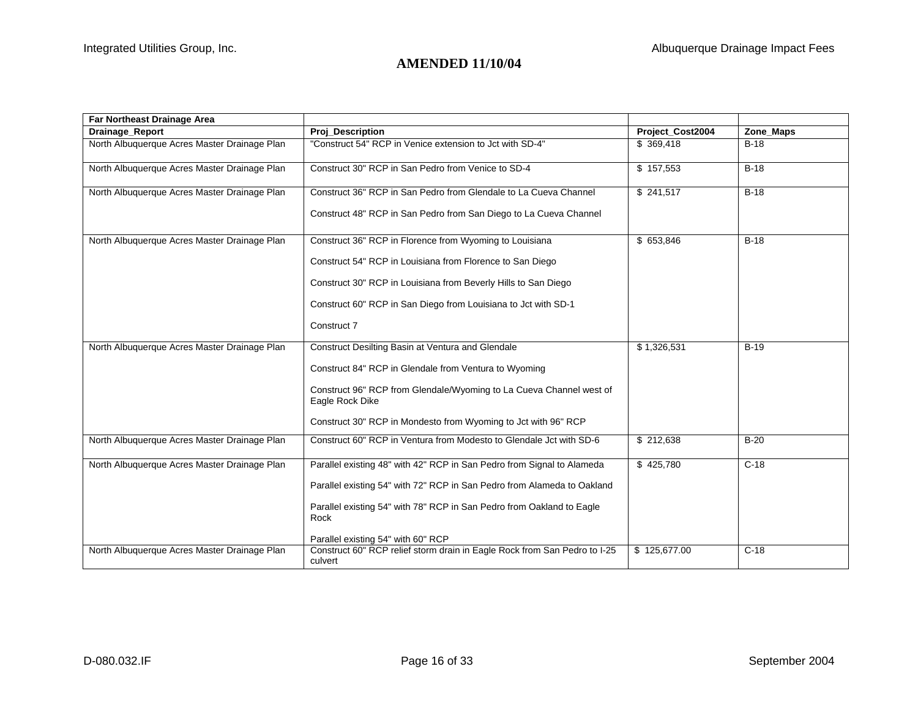**AMENDED 11/10/04**

| Far Northeast Drainage Area | | | |
|---|---|---|---|
| **Drainage_Report** | **Proj_Description** | **Project_Cost2004** | **Zone_Maps** |
| North Albuquerque Acres Master Drainage Plan | "Construct 54" RCP in Venice extension to Jct with SD-4" | $ 369,418 | B-18 |
| North Albuquerque Acres Master Drainage Plan | Construct 30" RCP in San Pedro from Venice to SD-4 | $ 157,553 | B-18 |
| North Albuquerque Acres Master Drainage Plan | Construct 36" RCP in San Pedro from Glendale to La Cueva Channel<br><br>Construct 48" RCP in San Pedro from San Diego to La Cueva Channel | $ 241,517 | B-18 |
| North Albuquerque Acres Master Drainage Plan | Construct 36" RCP in Florence from Wyoming to Louisiana<br><br>Construct 54" RCP in Louisiana from Florence to San Diego<br><br>Construct 30" RCP in Louisiana from Beverly Hills to San Diego<br><br>Construct 60" RCP in San Diego from Louisiana to Jct with SD-1<br><br>Construct 7 | $ 653,846 | B-18 |
| North Albuquerque Acres Master Drainage Plan | Construct Desilting Basin at Ventura and Glendale<br><br>Construct 84" RCP in Glendale from Ventura to Wyoming<br><br>Construct 96" RCP from Glendale/Wyoming to La Cueva Channel west of Eagle Rock Dike<br><br>Construct 30" RCP in Mondesto from Wyoming to Jct with 96" RCP | $ 1,326,531 | B-19 |
| North Albuquerque Acres Master Drainage Plan | Construct 60" RCP in Ventura from Modesto to Glendale Jct with SD-6 | $ 212,638 | B-20 |
| North Albuquerque Acres Master Drainage Plan | Parallel existing 48" with 42" RCP in San Pedro from Signal to Alameda<br><br>Parallel existing 54" with 72" RCP in San Pedro from Alameda to Oakland<br><br>Parallel existing 54" with 78" RCP in San Pedro from Oakland to Eagle Rock<br><br>Parallel existing 54" with 60" RCP | $ 425,780 | C-18 |
| North Albuquerque Acres Master Drainage Plan | Construct 60" RCP relief storm drain in Eagle Rock from San Pedro to I-25 culvert | $ 125,677.00 | C-18 |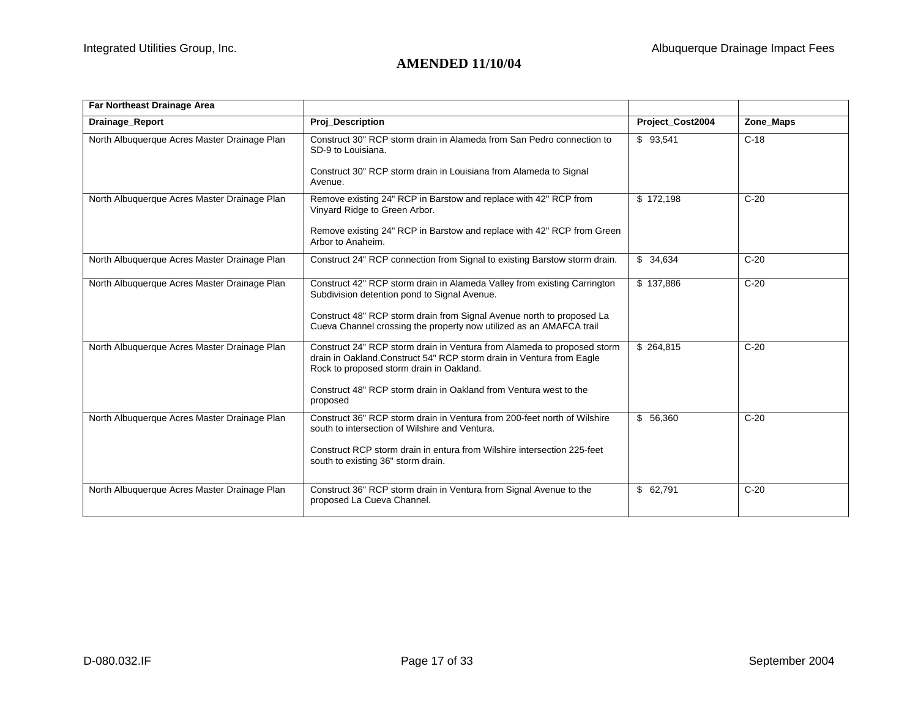**AMENDED 11/10/04**

| Far Northeast Drainage Area | | | |
|---|---|---|---|
| **Drainage_Report** | **Proj_Description** | **Project_Cost2004** | **Zone_Maps** |
| North Albuquerque Acres Master Drainage Plan | Construct 30" RCP storm drain in Alameda from San Pedro connection to SD-9 to Louisiana.<br><br>Construct 30" RCP storm drain in Louisiana from Alameda to Signal Avenue. | $ 93,541 | C-18 |
| North Albuquerque Acres Master Drainage Plan | Remove existing 24" RCP in Barstow and replace with 42" RCP from Vinyard Ridge to Green Arbor.<br><br>Remove existing 24" RCP in Barstow and replace with 42" RCP from Green Arbor to Anaheim. | $ 172,198 | C-20 |
| North Albuquerque Acres Master Drainage Plan | Construct 24" RCP connection from Signal to existing Barstow storm drain. | $ 34,634 | C-20 |
| North Albuquerque Acres Master Drainage Plan | Construct 42" RCP storm drain in Alameda Valley from existing Carrington Subdivision detention pond to Signal Avenue.<br><br>Construct 48" RCP storm drain from Signal Avenue north to proposed La Cueva Channel crossing the property now utilized as an AMAFCA trail | $ 137,886 | C-20 |
| North Albuquerque Acres Master Drainage Plan | Construct 24" RCP storm drain in Ventura from Alameda to proposed storm drain in Oakland.Construct 54" RCP storm drain in Ventura from Eagle Rock to proposed storm drain in Oakland.<br><br>Construct 48" RCP storm drain in Oakland from Ventura west to the proposed | $ 264,815 | C-20 |
| North Albuquerque Acres Master Drainage Plan | Construct 36" RCP storm drain in Ventura from 200-feet north of Wilshire south to intersection of Wilshire and Ventura.<br><br>Construct RCP storm drain in entura from Wilshire intersection 225-feet south to existing 36" storm drain. | $ 56,360 | C-20 |
| North Albuquerque Acres Master Drainage Plan | Construct 36" RCP storm drain in Ventura from Signal Avenue to the proposed La Cueva Channel. | $ 62,791 | C-20 |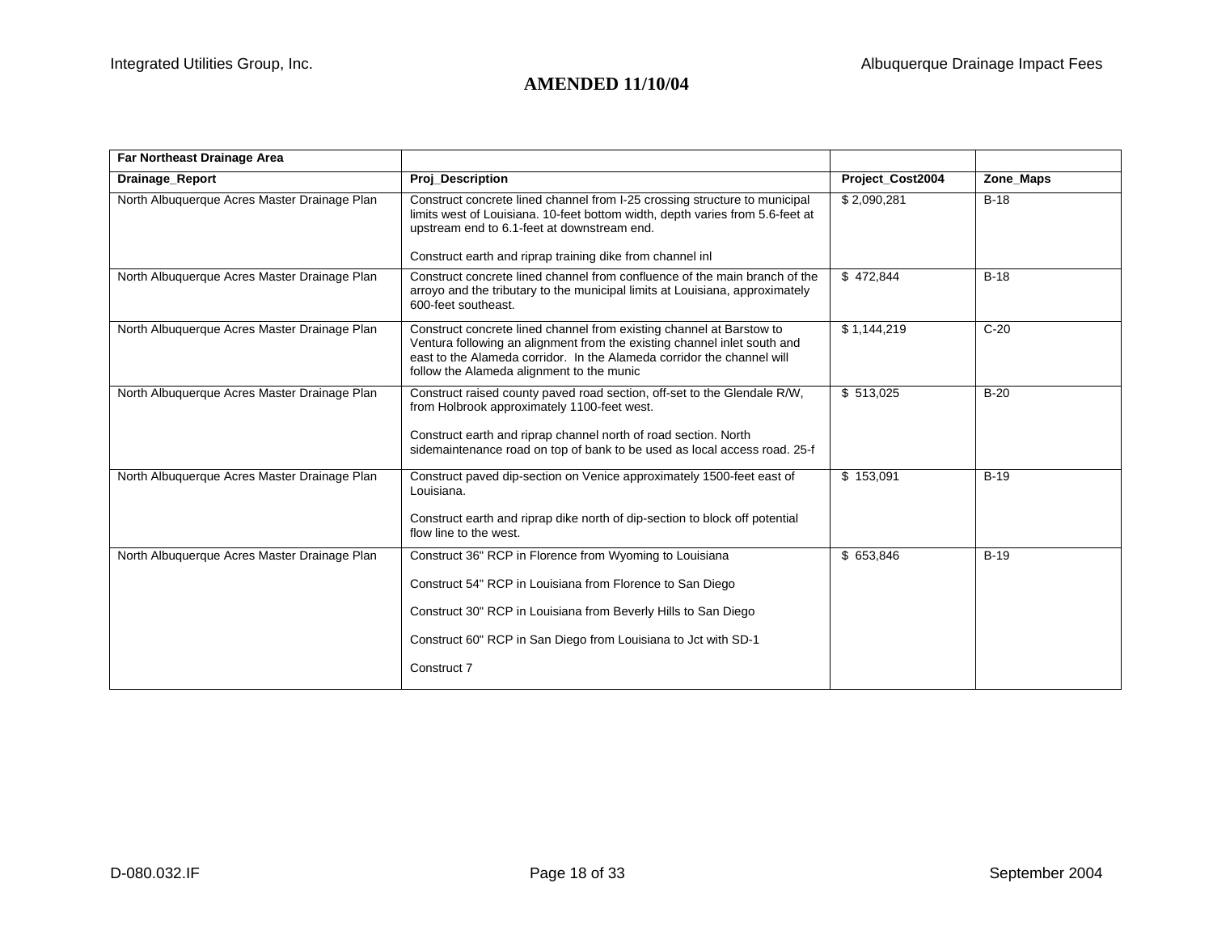**AMENDED 11/10/04**

| Far Northeast Drainage Area | | | |
|---|---|---|---|
| **Drainage_Report** | **Proj_Description** | **Project_Cost2004** | **Zone_Maps** |
| North Albuquerque Acres Master Drainage Plan | Construct concrete lined channel from I-25 crossing structure to municipal limits west of Louisiana. 10-feet bottom width, depth varies from 5.6-feet at upstream end to 6.1-feet at downstream end.<br><br>Construct earth and riprap training dike from channel inl | $ 2,090,281 | B-18 |
| North Albuquerque Acres Master Drainage Plan | Construct concrete lined channel from confluence of the main branch of the arroyo and the tributary to the municipal limits at Louisiana, approximately 600-feet southeast. | $ 472,844 | B-18 |
| North Albuquerque Acres Master Drainage Plan | Construct concrete lined channel from existing channel at Barstow to Ventura following an alignment from the existing channel inlet south and east to the Alameda corridor. In the Alameda corridor the channel will follow the Alameda alignment to the munic | $ 1,144,219 | C-20 |
| North Albuquerque Acres Master Drainage Plan | Construct raised county paved road section, off-set to the Glendale R/W, from Holbrook approximately 1100-feet west.<br><br>Construct earth and riprap channel north of road section. North sidemaintenance road on top of bank to be used as local access road. 25-f | $ 513,025 | B-20 |
| North Albuquerque Acres Master Drainage Plan | Construct paved dip-section on Venice approximately 1500-feet east of Louisiana.<br><br>Construct earth and riprap dike north of dip-section to block off potential flow line to the west. | $ 153,091 | B-19 |
| North Albuquerque Acres Master Drainage Plan | Construct 36" RCP in Florence from Wyoming to Louisiana<br><br>Construct 54" RCP in Louisiana from Florence to San Diego<br><br>Construct 30" RCP in Louisiana from Beverly Hills to San Diego<br><br>Construct 60" RCP in San Diego from Louisiana to Jct with SD-1<br><br>Construct 7 | $ 653,846 | B-19 |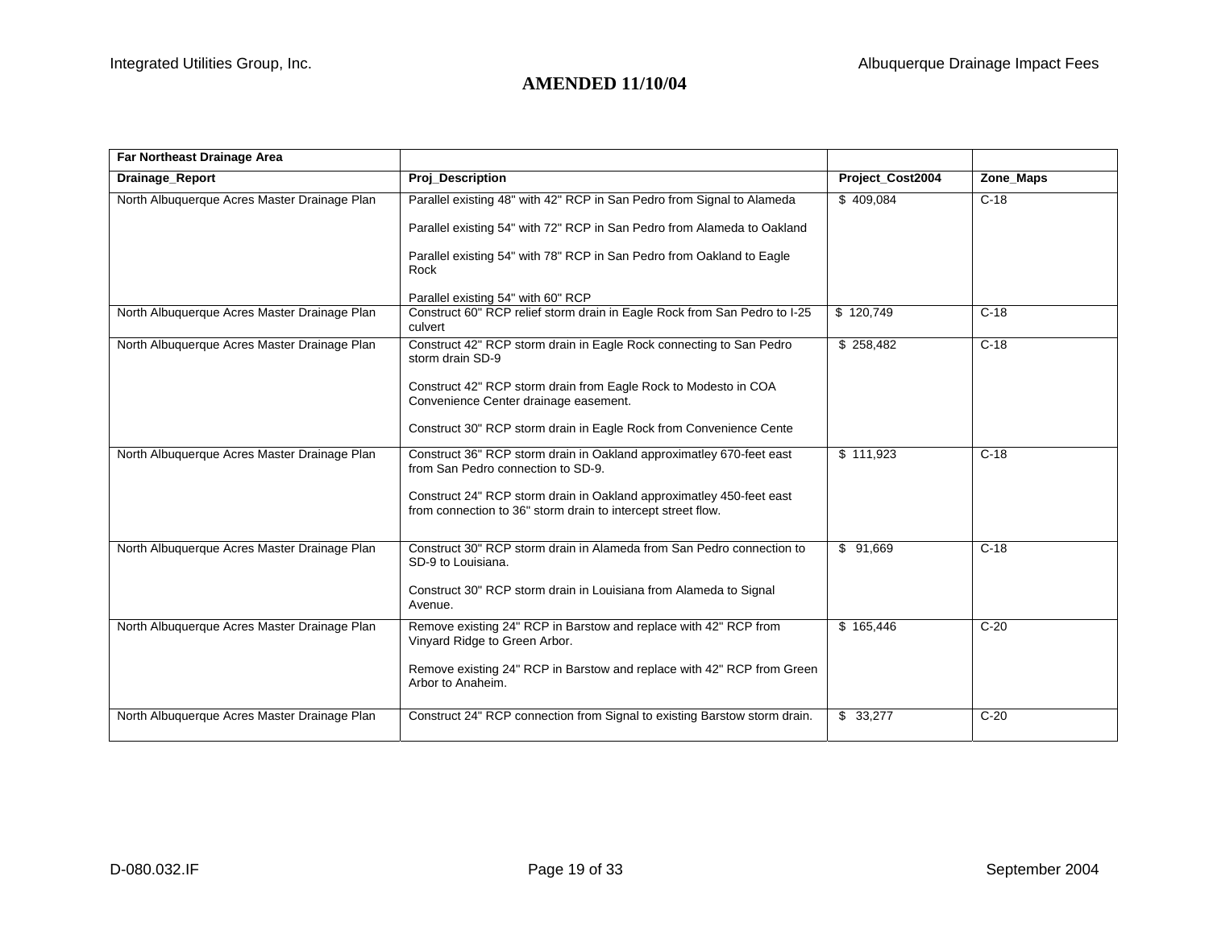**AMENDED 11/10/04**

| Far Northeast Drainage Area | | | |
|---|---|---|---|
| **Drainage_Report** | **Proj_Description** | **Project_Cost2004** | **Zone_Maps** |
| North Albuquerque Acres Master Drainage Plan | Parallel existing 48" with 42" RCP in San Pedro from Signal to Alameda<br><br>Parallel existing 54" with 72" RCP in San Pedro from Alameda to Oakland<br><br>Parallel existing 54" with 78" RCP in San Pedro from Oakland to Eagle Rock<br><br>Parallel existing 54" with 60" RCP | $ 409,084 | C-18 |
| North Albuquerque Acres Master Drainage Plan | Construct 60" RCP relief storm drain in Eagle Rock from San Pedro to I-25 culvert | $ 120,749 | C-18 |
| North Albuquerque Acres Master Drainage Plan | Construct 42" RCP storm drain in Eagle Rock connecting to San Pedro storm drain SD-9<br><br>Construct 42" RCP storm drain from Eagle Rock to Modesto in COA Convenience Center drainage easement.<br><br>Construct 30" RCP storm drain in Eagle Rock from Convenience Cente | $ 258,482 | C-18 |
| North Albuquerque Acres Master Drainage Plan | Construct 36" RCP storm drain in Oakland approximatley 670-feet east from San Pedro connection to SD-9.<br><br>Construct 24" RCP storm drain in Oakland approximatley 450-feet east from connection to 36" storm drain to intercept street flow. | $ 111,923 | C-18 |
| North Albuquerque Acres Master Drainage Plan | Construct 30" RCP storm drain in Alameda from San Pedro connection to SD-9 to Louisiana.<br><br>Construct 30" RCP storm drain in Louisiana from Alameda to Signal Avenue. | $ 91,669 | C-18 |
| North Albuquerque Acres Master Drainage Plan | Remove existing 24" RCP in Barstow and replace with 42" RCP from Vinyard Ridge to Green Arbor.<br><br>Remove existing 24" RCP in Barstow and replace with 42" RCP from Green Arbor to Anaheim. | $ 165,446 | C-20 |
| North Albuquerque Acres Master Drainage Plan | Construct 24" RCP connection from Signal to existing Barstow storm drain. | $ 33,277 | C-20 |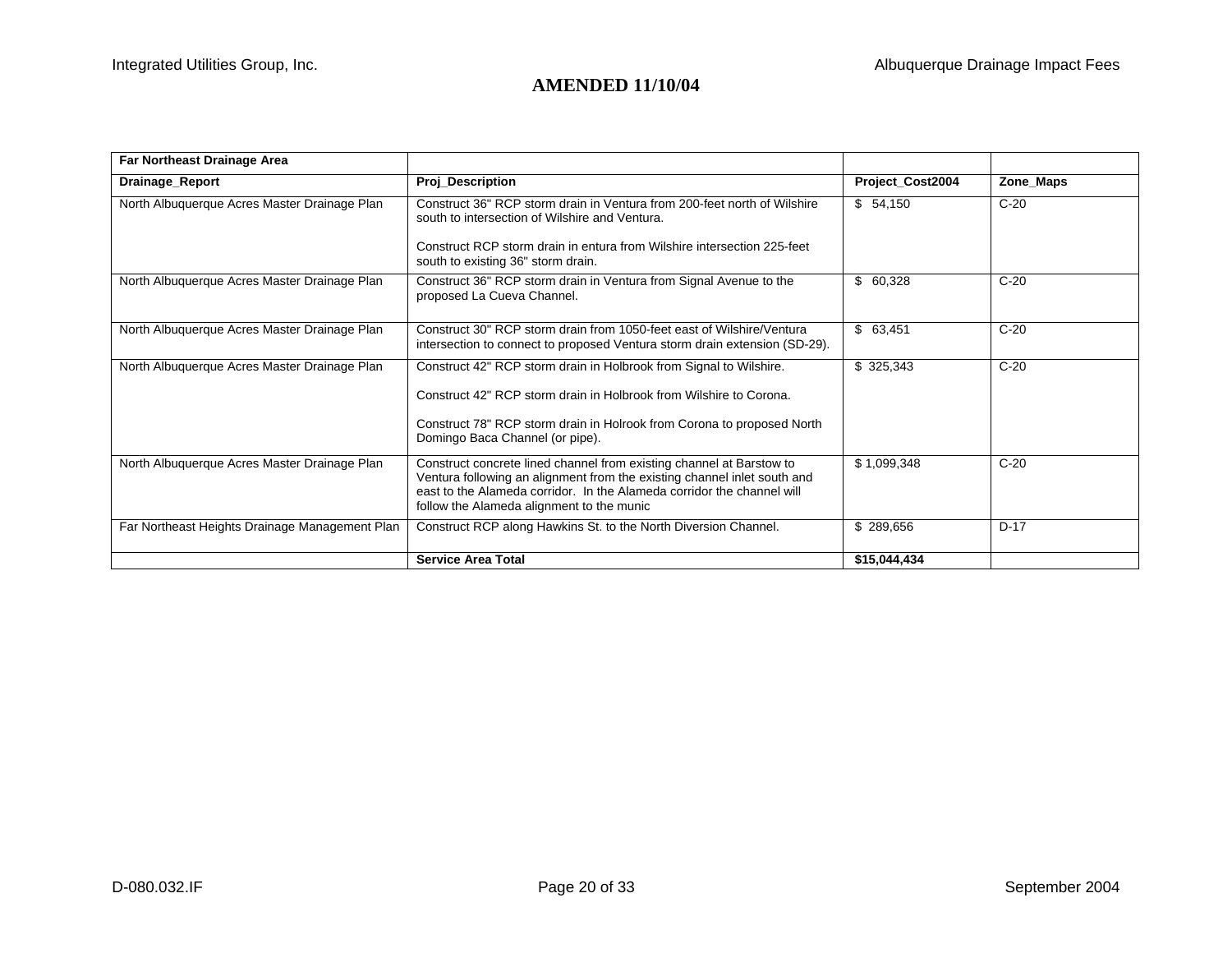**AMENDED 11/10/04**

| Far Northeast Drainage Area | | | |
|---|---|---|---|
| **Drainage_Report** | **Proj_Description** | **Project_Cost2004** | **Zone_Maps** |
| North Albuquerque Acres Master Drainage Plan | Construct 36" RCP storm drain in Ventura from 200-feet north of Wilshire south to intersection of Wilshire and Ventura.<br><br>Construct RCP storm drain in entura from Wilshire intersection 225-feet south to existing 36" storm drain. | $ 54,150 | C-20 |
| North Albuquerque Acres Master Drainage Plan | Construct 36" RCP storm drain in Ventura from Signal Avenue to the proposed La Cueva Channel. | $ 60,328 | C-20 |
| North Albuquerque Acres Master Drainage Plan | Construct 30" RCP storm drain from 1050-feet east of Wilshire/Ventura intersection to connect to proposed Ventura storm drain extension (SD-29). | $ 63,451 | C-20 |
| North Albuquerque Acres Master Drainage Plan | Construct 42" RCP storm drain in Holbrook from Signal to Wilshire.<br><br>Construct 42" RCP storm drain in Holbrook from Wilshire to Corona.<br><br>Construct 78" RCP storm drain in Holrook from Corona to proposed North Domingo Baca Channel (or pipe). | $ 325,343 | C-20 |
| North Albuquerque Acres Master Drainage Plan | Construct concrete lined channel from existing channel at Barstow to Ventura following an alignment from the existing channel inlet south and east to the Alameda corridor. In the Alameda corridor the channel will follow the Alameda alignment to the munic | $ 1,099,348 | C-20 |
| Far Northeast Heights Drainage Management Plan | Construct RCP along Hawkins St. to the North Diversion Channel. | $ 289,656 | D-17 |
| | **Service Area Total** | **$15,044,434** | |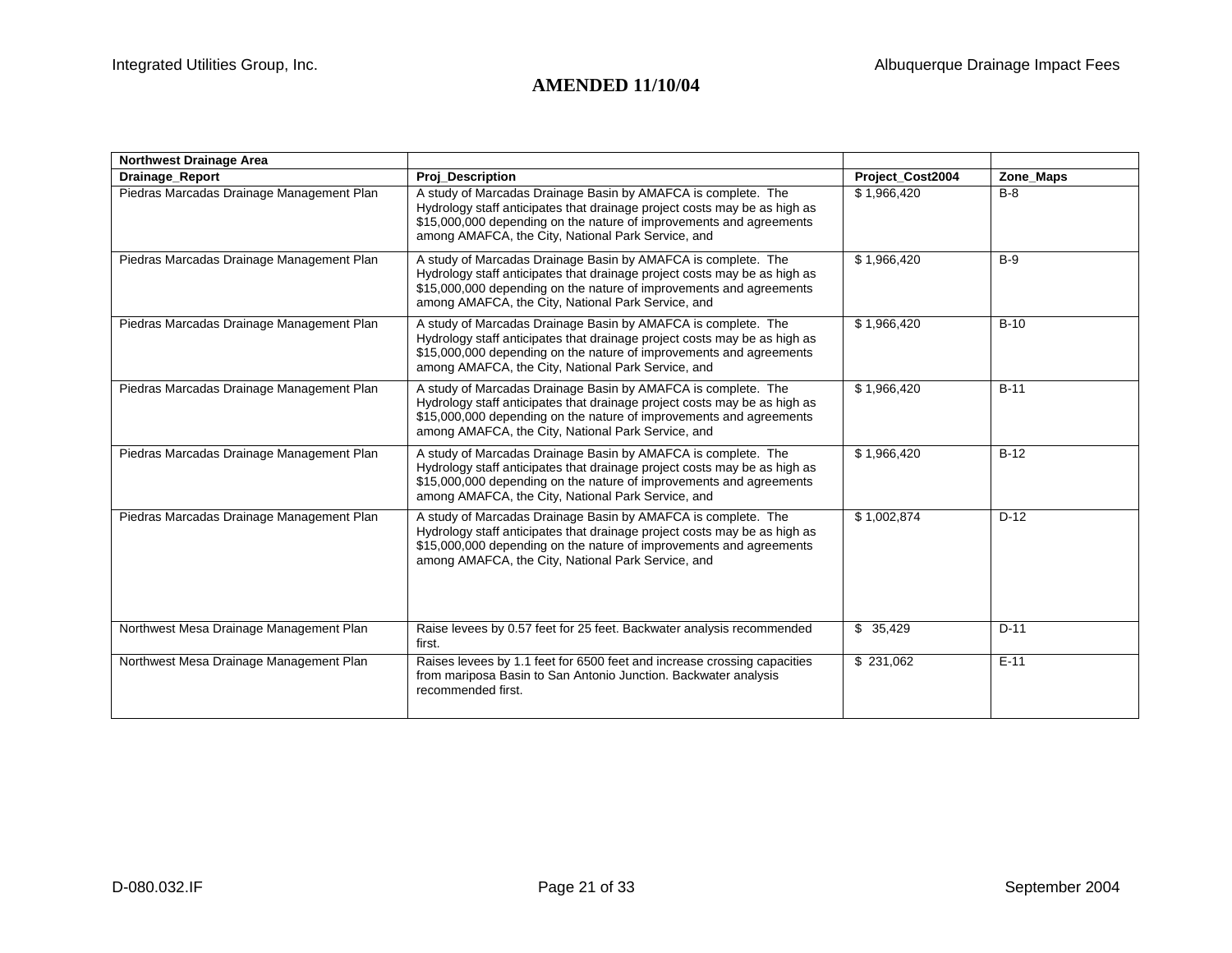**AMENDED 11/10/04**

| Northwest Drainage Area | | | |
|---|---|---|---|
| **Drainage_Report** | **Proj_Description** | **Project_Cost2004** | **Zone_Maps** |
| Piedras Marcadas Drainage Management Plan | A study of Marcadas Drainage Basin by AMAFCA is complete. The Hydrology staff anticipates that drainage project costs may be as high as $15,000,000 depending on the nature of improvements and agreements among AMAFCA, the City, National Park Service, and | $ 1,966,420 | B-8 |
| Piedras Marcadas Drainage Management Plan | A study of Marcadas Drainage Basin by AMAFCA is complete. The Hydrology staff anticipates that drainage project costs may be as high as $15,000,000 depending on the nature of improvements and agreements among AMAFCA, the City, National Park Service, and | $ 1,966,420 | B-9 |
| Piedras Marcadas Drainage Management Plan | A study of Marcadas Drainage Basin by AMAFCA is complete. The Hydrology staff anticipates that drainage project costs may be as high as $15,000,000 depending on the nature of improvements and agreements among AMAFCA, the City, National Park Service, and | $ 1,966,420 | B-10 |
| Piedras Marcadas Drainage Management Plan | A study of Marcadas Drainage Basin by AMAFCA is complete. The Hydrology staff anticipates that drainage project costs may be as high as $15,000,000 depending on the nature of improvements and agreements among AMAFCA, the City, National Park Service, and | $ 1,966,420 | B-11 |
| Piedras Marcadas Drainage Management Plan | A study of Marcadas Drainage Basin by AMAFCA is complete. The Hydrology staff anticipates that drainage project costs may be as high as $15,000,000 depending on the nature of improvements and agreements among AMAFCA, the City, National Park Service, and | $ 1,966,420 | B-12 |
| Piedras Marcadas Drainage Management Plan | A study of Marcadas Drainage Basin by AMAFCA is complete. The Hydrology staff anticipates that drainage project costs may be as high as $15,000,000 depending on the nature of improvements and agreements among AMAFCA, the City, National Park Service, and | $ 1,002,874 | D-12 |
| Northwest Mesa Drainage Management Plan | Raise levees by 0.57 feet for 25 feet. Backwater analysis recommended first. | $ 35,429 | D-11 |
| Northwest Mesa Drainage Management Plan | Raises levees by 1.1 feet for 6500 feet and increase crossing capacities from mariposa Basin to San Antonio Junction. Backwater analysis recommended first. | $ 231,062 | E-11 |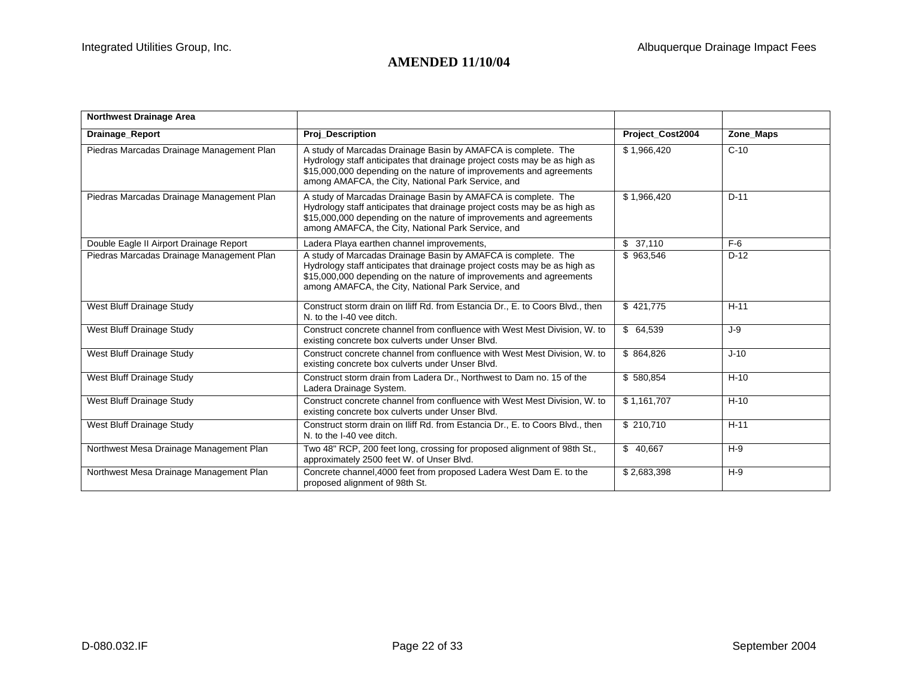**AMENDED 11/10/04**

| Northwest Drainage Area | | | |
|---|---|---|---|
| **Drainage_Report** | **Proj_Description** | **Project_Cost2004** | **Zone_Maps** |
| Piedras Marcadas Drainage Management Plan | A study of Marcadas Drainage Basin by AMAFCA is complete. The Hydrology staff anticipates that drainage project costs may be as high as $15,000,000 depending on the nature of improvements and agreements among AMAFCA, the City, National Park Service, and | $ 1,966,420 | C-10 |
| Piedras Marcadas Drainage Management Plan | A study of Marcadas Drainage Basin by AMAFCA is complete. The Hydrology staff anticipates that drainage project costs may be as high as $15,000,000 depending on the nature of improvements and agreements among AMAFCA, the City, National Park Service, and | $ 1,966,420 | D-11 |
| Double Eagle II Airport Drainage Report | Ladera Playa earthen channel improvements, | $ 37,110 | F-6 |
| Piedras Marcadas Drainage Management Plan | A study of Marcadas Drainage Basin by AMAFCA is complete. The Hydrology staff anticipates that drainage project costs may be as high as $15,000,000 depending on the nature of improvements and agreements among AMAFCA, the City, National Park Service, and | $ 963,546 | D-12 |
| West Bluff Drainage Study | Construct storm drain on Iliff Rd. from Estancia Dr., E. to Coors Blvd., then N. to the I-40 vee ditch. | $ 421,775 | H-11 |
| West Bluff Drainage Study | Construct concrete channel from confluence with West Mest Division, W. to existing concrete box culverts under Unser Blvd. | $ 64,539 | J-9 |
| West Bluff Drainage Study | Construct concrete channel from confluence with West Mest Division, W. to existing concrete box culverts under Unser Blvd. | $ 864,826 | J-10 |
| West Bluff Drainage Study | Construct storm drain from Ladera Dr., Northwest to Dam no. 15 of the Ladera Drainage System. | $ 580,854 | H-10 |
| West Bluff Drainage Study | Construct concrete channel from confluence with West Mest Division, W. to existing concrete box culverts under Unser Blvd. | $ 1,161,707 | H-10 |
| West Bluff Drainage Study | Construct storm drain on Iliff Rd. from Estancia Dr., E. to Coors Blvd., then N. to the I-40 vee ditch. | $ 210,710 | H-11 |
| Northwest Mesa Drainage Management Plan | Two 48" RCP, 200 feet long, crossing for proposed alignment of 98th St., approximately 2500 feet W. of Unser Blvd. | $ 40,667 | H-9 |
| Northwest Mesa Drainage Management Plan | Concrete channel,4000 feet from proposed Ladera West Dam E. to the proposed alignment of 98th St. | $ 2,683,398 | H-9 |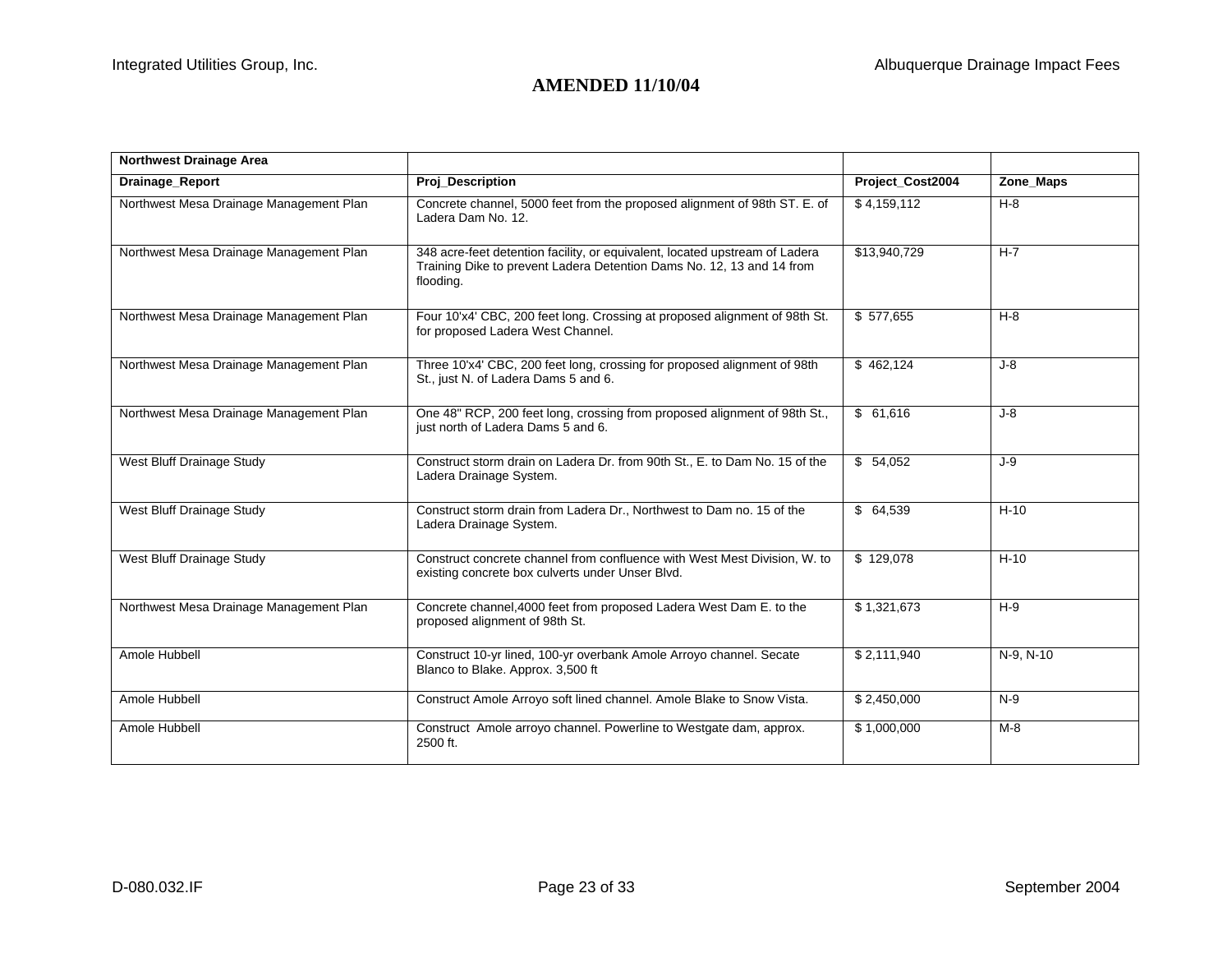**AMENDED 11/10/04**

| Northwest Drainage Area | | | |
|---|---|---|---|
| **Drainage_Report** | **Proj_Description** | **Project_Cost2004** | **Zone_Maps** |
| Northwest Mesa Drainage Management Plan | Concrete channel, 5000 feet from the proposed alignment of 98th ST. E. of Ladera Dam No. 12. | $ 4,159,112 | H-8 |
| Northwest Mesa Drainage Management Plan | 348 acre-feet detention facility, or equivalent, located upstream of Ladera Training Dike to prevent Ladera Detention Dams No. 12, 13 and 14 from flooding. | $13,940,729 | H-7 |
| Northwest Mesa Drainage Management Plan | Four 10'x4' CBC, 200 feet long. Crossing at proposed alignment of 98th St. for proposed Ladera West Channel. | $ 577,655 | H-8 |
| Northwest Mesa Drainage Management Plan | Three 10'x4' CBC, 200 feet long, crossing for proposed alignment of 98th St., just N. of Ladera Dams 5 and 6. | $ 462,124 | J-8 |
| Northwest Mesa Drainage Management Plan | One 48" RCP, 200 feet long, crossing from proposed alignment of 98th St., just north of Ladera Dams 5 and 6. | $ 61,616 | J-8 |
| West Bluff Drainage Study | Construct storm drain on Ladera Dr. from 90th St., E. to Dam No. 15 of the Ladera Drainage System. | $ 54,052 | J-9 |
| West Bluff Drainage Study | Construct storm drain from Ladera Dr., Northwest to Dam no. 15 of the Ladera Drainage System. | $ 64,539 | H-10 |
| West Bluff Drainage Study | Construct concrete channel from confluence with West Mest Division, W. to existing concrete box culverts under Unser Blvd. | $ 129,078 | H-10 |
| Northwest Mesa Drainage Management Plan | Concrete channel,4000 feet from proposed Ladera West Dam E. to the proposed alignment of 98th St. | $ 1,321,673 | H-9 |
| Amole Hubbell | Construct 10-yr lined, 100-yr overbank Amole Arroyo channel. Secate Blanco to Blake. Approx. 3,500 ft | $ 2,111,940 | N-9, N-10 |
| Amole Hubbell | Construct Amole Arroyo soft lined channel. Amole Blake to Snow Vista. | $ 2,450,000 | N-9 |
| Amole Hubbell | Construct Amole arroyo channel. Powerline to Westgate dam, approx. 2500 ft. | $ 1,000,000 | M-8 |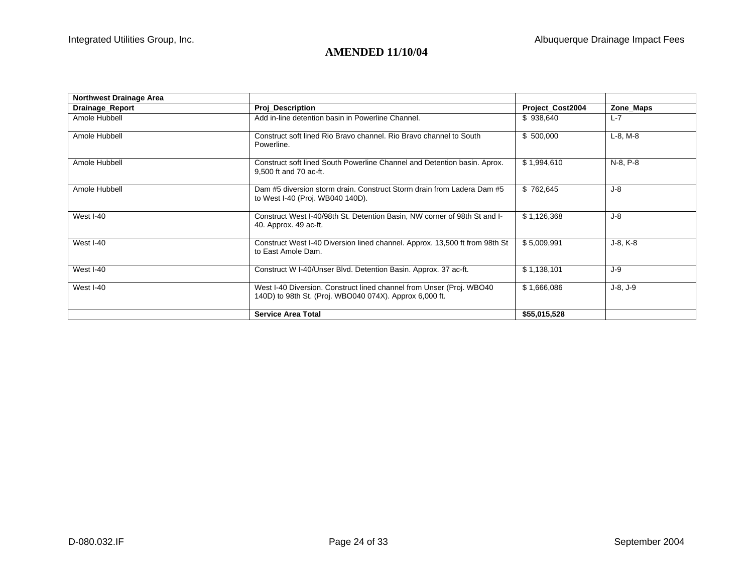**AMENDED 11/10/04**

| **Northwest Drainage Area** | | | |
|---|---|---|---|
| **Drainage_Report** | **Proj_Description** | **Project_Cost2004** | **Zone_Maps** |
| Amole Hubbell | Add in-line detention basin in Powerline Channel. | $ 938,640 | L-7 |
| Amole Hubbell | Construct soft lined Rio Bravo channel. Rio Bravo channel to South Powerline. | $ 500,000 | L-8, M-8 |
| Amole Hubbell | Construct soft lined South Powerline Channel and Detention basin. Aprox. 9,500 ft and 70 ac-ft. | $ 1,994,610 | N-8, P-8 |
| Amole Hubbell | Dam #5 diversion storm drain. Construct Storm drain from Ladera Dam #5 to West I-40 (Proj. WB040 140D). | $ 762,645 | J-8 |
| West I-40 | Construct West I-40/98th St. Detention Basin, NW corner of 98th St and I-40. Approx. 49 ac-ft. | $ 1,126,368 | J-8 |
| West I-40 | Construct West I-40 Diversion lined channel. Approx. 13,500 ft from 98th St to East Amole Dam. | $ 5,009,991 | J-8, K-8 |
| West I-40 | Construct W I-40/Unser Blvd. Detention Basin. Approx. 37 ac-ft. | $ 1,138,101 | J-9 |
| West I-40 | West I-40 Diversion. Construct lined channel from Unser (Proj. WBO40 140D) to 98th St. (Proj. WBO040 074X). Approx 6,000 ft. | $ 1,666,086 | J-8, J-9 |
| | **Service Area Total** | **$55,015,528** | |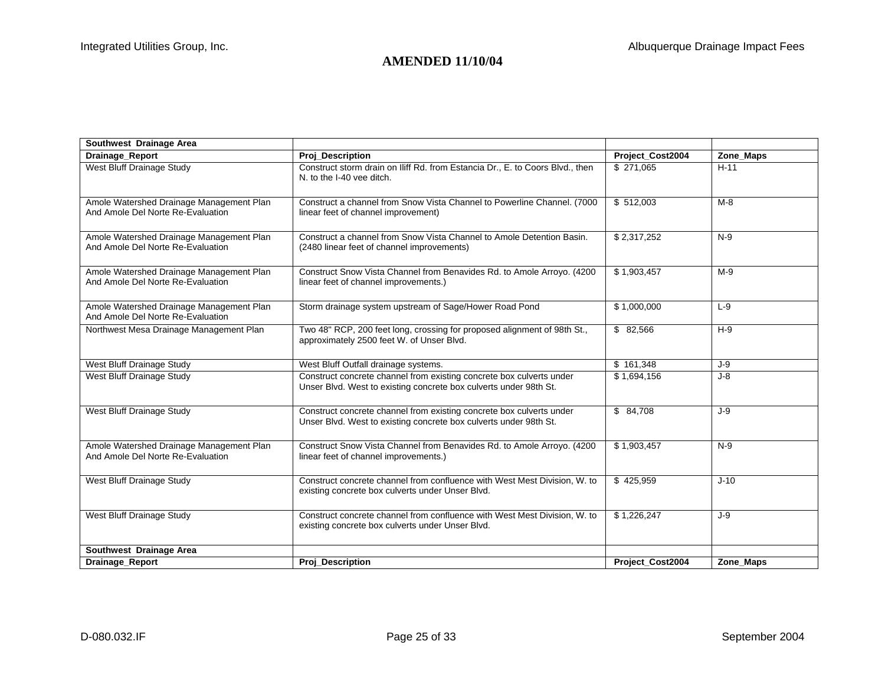**AMENDED 11/10/04**

| Southwest Drainage Area | | | |
|---|---|---|---|
| **Drainage_Report** | **Proj_Description** | **Project_Cost2004** | **Zone_Maps** |
| West Bluff Drainage Study | Construct storm drain on Iliff Rd. from Estancia Dr., E. to Coors Blvd., then N. to the I-40 vee ditch. | $ 271,065 | H-11 |
| Amole Watershed Drainage Management Plan And Amole Del Norte Re-Evaluation | Construct a channel from Snow Vista Channel to Powerline Channel. (7000 linear feet of channel improvement) | $ 512,003 | M-8 |
| Amole Watershed Drainage Management Plan And Amole Del Norte Re-Evaluation | Construct a channel from Snow Vista Channel to Amole Detention Basin. (2480 linear feet of channel improvements) | $ 2,317,252 | N-9 |
| Amole Watershed Drainage Management Plan And Amole Del Norte Re-Evaluation | Construct Snow Vista Channel from Benavides Rd. to Amole Arroyo. (4200 linear feet of channel improvements.) | $ 1,903,457 | M-9 |
| Amole Watershed Drainage Management Plan And Amole Del Norte Re-Evaluation | Storm drainage system upstream of Sage/Hower Road Pond | $ 1,000,000 | L-9 |
| Northwest Mesa Drainage Management Plan | Two 48" RCP, 200 feet long, crossing for proposed alignment of 98th St., approximately 2500 feet W. of Unser Blvd. | $ 82,566 | H-9 |
| West Bluff Drainage Study | West Bluff Outfall drainage systems. | $ 161,348 | J-9 |
| West Bluff Drainage Study | Construct concrete channel from existing concrete box culverts under Unser Blvd. West to existing concrete box culverts under 98th St. | $ 1,694,156 | J-8 |
| West Bluff Drainage Study | Construct concrete channel from existing concrete box culverts under Unser Blvd. West to existing concrete box culverts under 98th St. | $ 84,708 | J-9 |
| Amole Watershed Drainage Management Plan And Amole Del Norte Re-Evaluation | Construct Snow Vista Channel from Benavides Rd. to Amole Arroyo. (4200 linear feet of channel improvements.) | $ 1,903,457 | N-9 |
| West Bluff Drainage Study | Construct concrete channel from confluence with West Mest Division, W. to existing concrete box culverts under Unser Blvd. | $ 425,959 | J-10 |
| West Bluff Drainage Study | Construct concrete channel from confluence with West Mest Division, W. to existing concrete box culverts under Unser Blvd. | $ 1,226,247 | J-9 |
| **Southwest Drainage Area** | | | |
| **Drainage_Report** | **Proj_Description** | **Project_Cost2004** | **Zone_Maps** |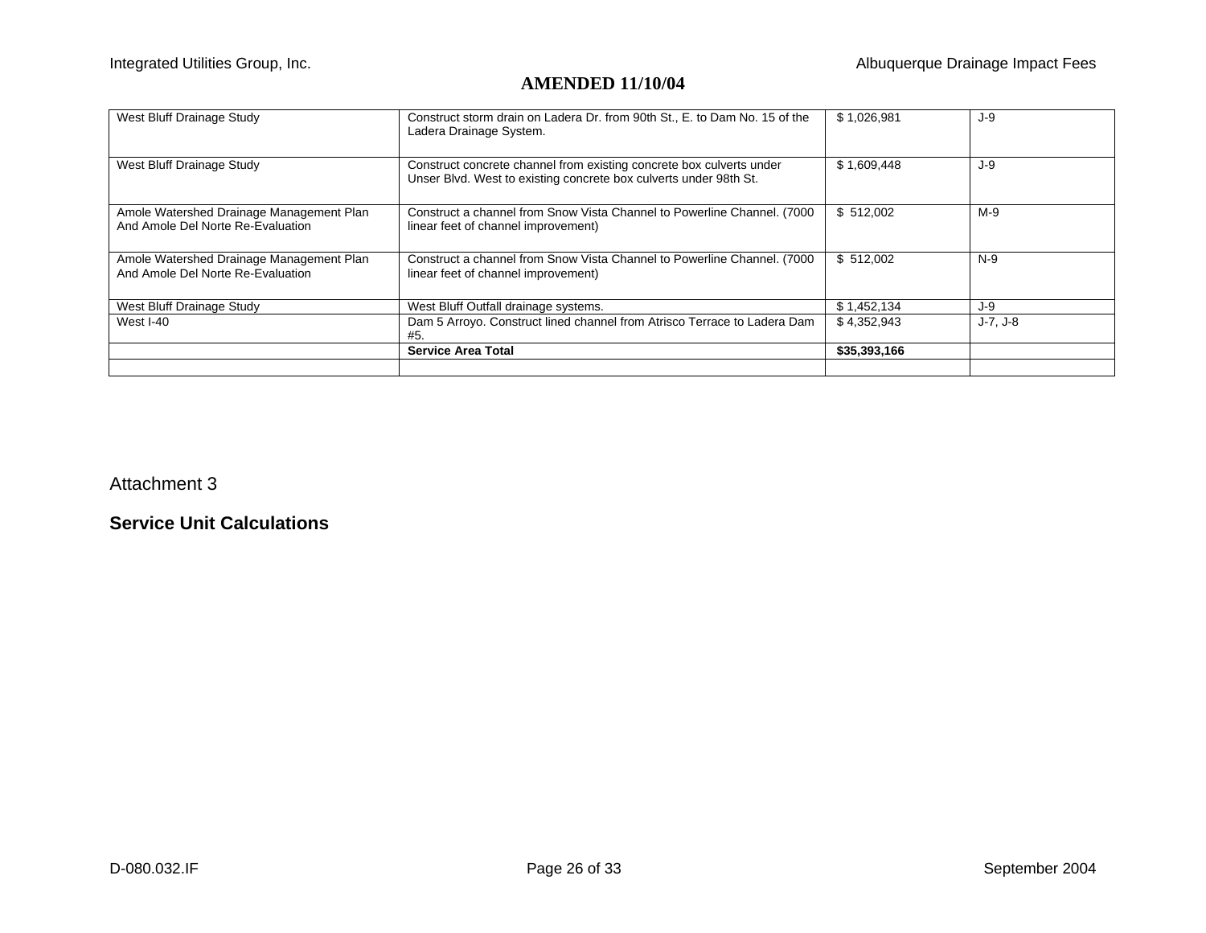**AMENDED 11/10/04**

| | | | |
|---|---|---|---|
| West Bluff Drainage Study | Construct storm drain on Ladera Dr. from 90th St., E. to Dam No. 15 of the Ladera Drainage System. | $ 1,026,981 | J-9 |
| West Bluff Drainage Study | Construct concrete channel from existing concrete box culverts under Unser Blvd. West to existing concrete box culverts under 98th St. | $ 1,609,448 | J-9 |
| Amole Watershed Drainage Management Plan And Amole Del Norte Re-Evaluation | Construct a channel from Snow Vista Channel to Powerline Channel. (7000 linear feet of channel improvement) | $ 512,002 | M-9 |
| Amole Watershed Drainage Management Plan And Amole Del Norte Re-Evaluation | Construct a channel from Snow Vista Channel to Powerline Channel. (7000 linear feet of channel improvement) | $ 512,002 | N-9 |
| West Bluff Drainage Study | West Bluff Outfall drainage systems. | $ 1,452,134 | J-9 |
| West I-40 | Dam 5 Arroyo. Construct lined channel from Atrisco Terrace to Ladera Dam #5. | $ 4,352,943 | J-7, J-8 |
| | **Service Area Total** | **$35,393,166** | |
| | | | |

Attachment 3

## Service Unit Calculations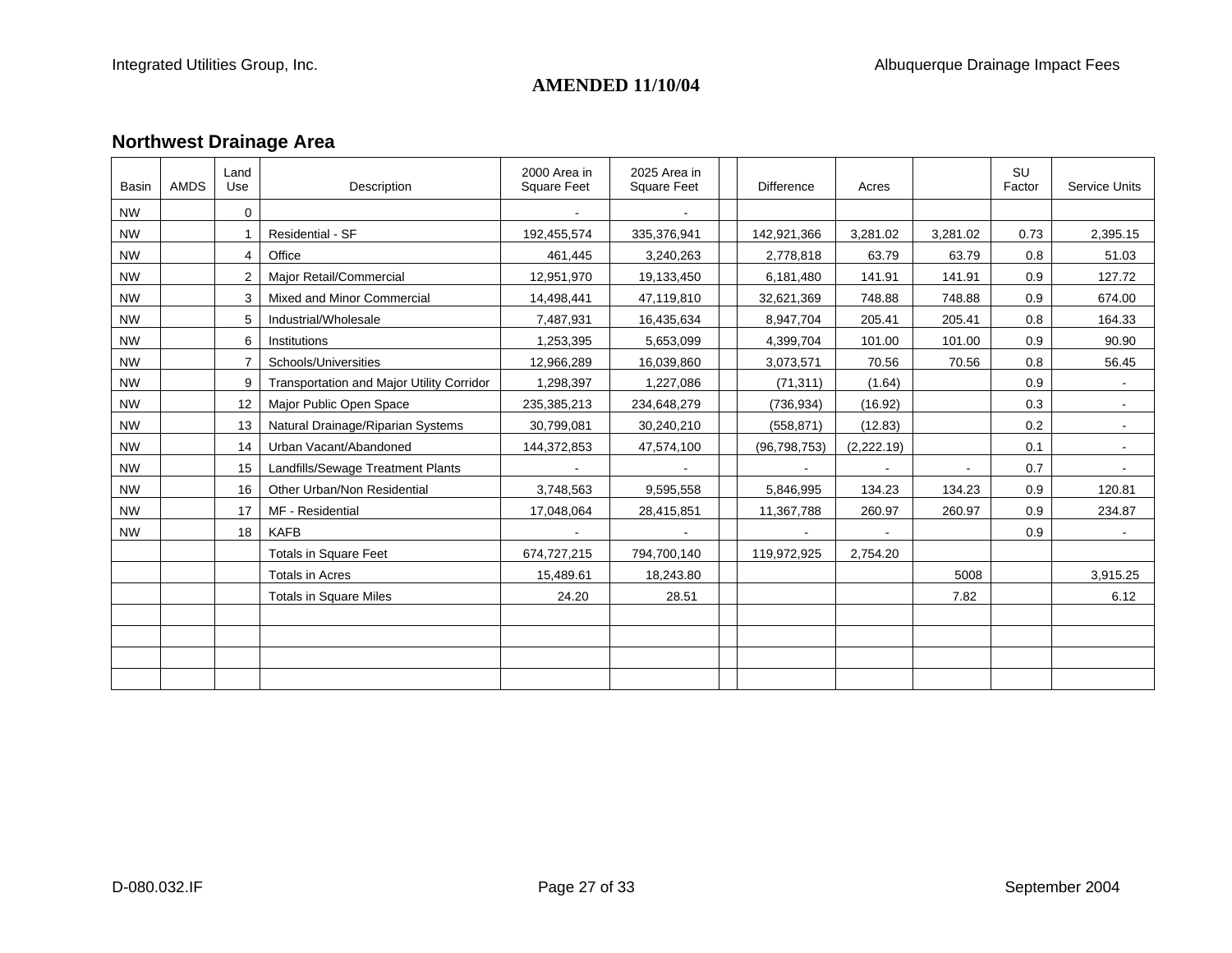**AMENDED 11/10/04**

## Northwest Drainage Area

| Basin | AMDS | Land Use | Description | 2000 Area in Square Feet | 2025 Area in Square Feet | | Difference | Acres | | SU Factor | Service Units |
|---|---|---|---|---|---|---|---|---|---|---|---|
| NW | | 0 | | - | - | | | | | | |
| NW | | 1 | Residential - SF | 192,455,574 | 335,376,941 | | 142,921,366 | 3,281.02 | 3,281.02 | 0.73 | 2,395.15 |
| NW | | 4 | Office | 461,445 | 3,240,263 | | 2,778,818 | 63.79 | 63.79 | 0.8 | 51.03 |
| NW | | 2 | Major Retail/Commercial | 12,951,970 | 19,133,450 | | 6,181,480 | 141.91 | 141.91 | 0.9 | 127.72 |
| NW | | 3 | Mixed and Minor Commercial | 14,498,441 | 47,119,810 | | 32,621,369 | 748.88 | 748.88 | 0.9 | 674.00 |
| NW | | 5 | Industrial/Wholesale | 7,487,931 | 16,435,634 | | 8,947,704 | 205.41 | 205.41 | 0.8 | 164.33 |
| NW | | 6 | Institutions | 1,253,395 | 5,653,099 | | 4,399,704 | 101.00 | 101.00 | 0.9 | 90.90 |
| NW | | 7 | Schools/Universities | 12,966,289 | 16,039,860 | | 3,073,571 | 70.56 | 70.56 | 0.8 | 56.45 |
| NW | | 9 | Transportation and Major Utility Corridor | 1,298,397 | 1,227,086 | | (71,311) | (1.64) | | 0.9 | - |
| NW | | 12 | Major Public Open Space | 235,385,213 | 234,648,279 | | (736,934) | (16.92) | | 0.3 | - |
| NW | | 13 | Natural Drainage/Riparian Systems | 30,799,081 | 30,240,210 | | (558,871) | (12.83) | | 0.2 | - |
| NW | | 14 | Urban Vacant/Abandoned | 144,372,853 | 47,574,100 | | (96,798,753) | (2,222.19) | | 0.1 | - |
| NW | | 15 | Landfills/Sewage Treatment Plants | - | - | | - | - | - | 0.7 | - |
| NW | | 16 | Other Urban/Non Residential | 3,748,563 | 9,595,558 | | 5,846,995 | 134.23 | 134.23 | 0.9 | 120.81 |
| NW | | 17 | MF - Residential | 17,048,064 | 28,415,851 | | 11,367,788 | 260.97 | 260.97 | 0.9 | 234.87 |
| NW | | 18 | KAFB | - | - | | - | - | | 0.9 | - |
| | | | Totals in Square Feet | 674,727,215 | 794,700,140 | | 119,972,925 | 2,754.20 | | | |
| | | | Totals in Acres | 15,489.61 | 18,243.80 | | | | 5008 | | 3,915.25 |
| | | | Totals in Square Miles | 24.20 | 28.51 | | | | 7.82 | | 6.12 |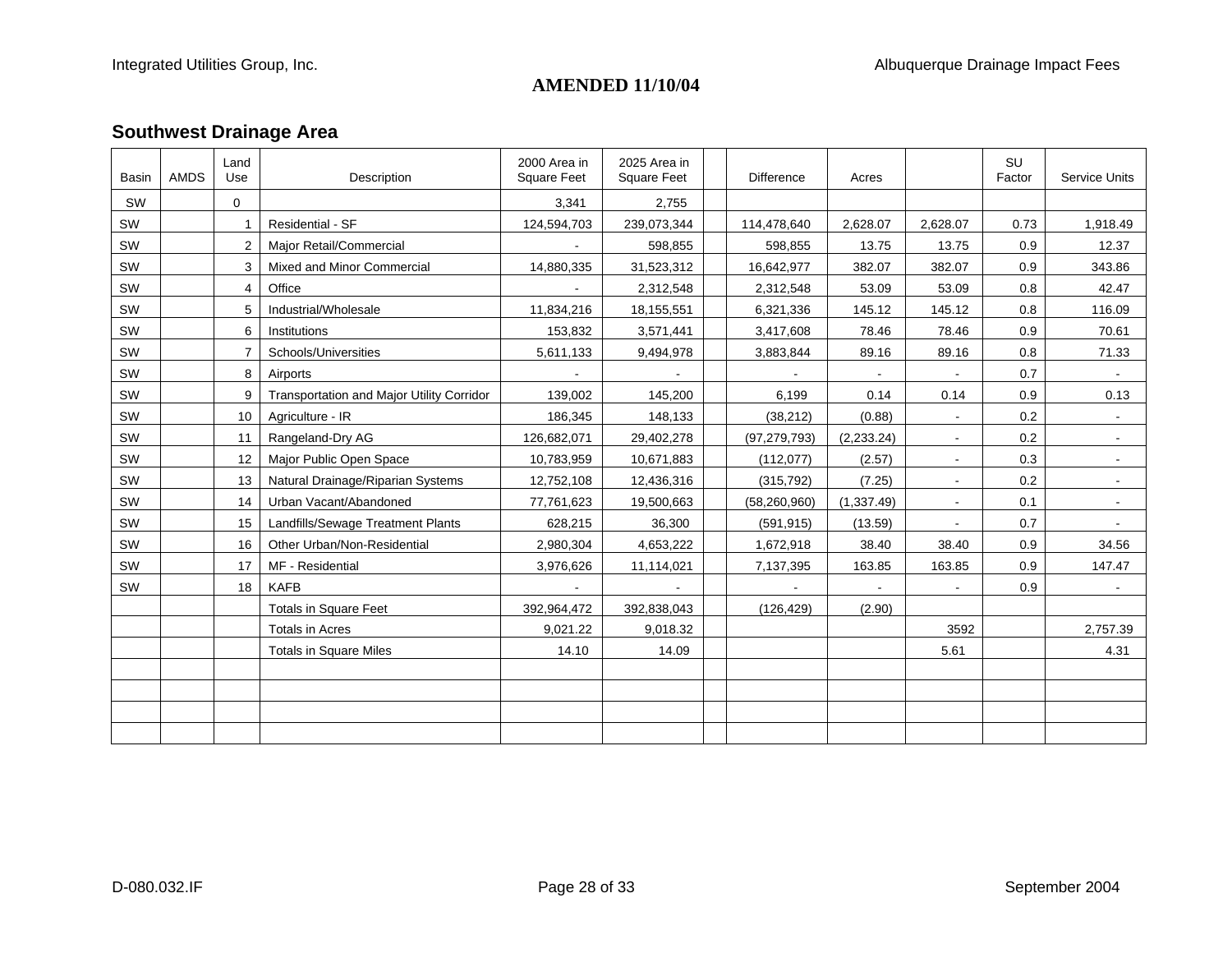**AMENDED 11/10/04**

## Southwest Drainage Area

| Basin | AMDS | Land Use | Description | 2000 Area in Square Feet | 2025 Area in Square Feet | | Difference | Acres | | SU Factor | Service Units |
|---|---|---|---|---|---|---|---|---|---|---|---|
| SW | | 0 | | 3,341 | 2,755 | | | | | | |
| SW | | 1 | Residential - SF | 124,594,703 | 239,073,344 | | 114,478,640 | 2,628.07 | 2,628.07 | 0.73 | 1,918.49 |
| SW | | 2 | Major Retail/Commercial | - | 598,855 | | 598,855 | 13.75 | 13.75 | 0.9 | 12.37 |
| SW | | 3 | Mixed and Minor Commercial | 14,880,335 | 31,523,312 | | 16,642,977 | 382.07 | 382.07 | 0.9 | 343.86 |
| SW | | 4 | Office | - | 2,312,548 | | 2,312,548 | 53.09 | 53.09 | 0.8 | 42.47 |
| SW | | 5 | Industrial/Wholesale | 11,834,216 | 18,155,551 | | 6,321,336 | 145.12 | 145.12 | 0.8 | 116.09 |
| SW | | 6 | Institutions | 153,832 | 3,571,441 | | 3,417,608 | 78.46 | 78.46 | 0.9 | 70.61 |
| SW | | 7 | Schools/Universities | 5,611,133 | 9,494,978 | | 3,883,844 | 89.16 | 89.16 | 0.8 | 71.33 |
| SW | | 8 | Airports | - | - | | - | - | - | 0.7 | - |
| SW | | 9 | Transportation and Major Utility Corridor | 139,002 | 145,200 | | 6,199 | 0.14 | 0.14 | 0.9 | 0.13 |
| SW | | 10 | Agriculture - IR | 186,345 | 148,133 | | (38,212) | (0.88) | - | 0.2 | - |
| SW | | 11 | Rangeland-Dry AG | 126,682,071 | 29,402,278 | | (97,279,793) | (2,233.24) | - | 0.2 | - |
| SW | | 12 | Major Public Open Space | 10,783,959 | 10,671,883 | | (112,077) | (2.57) | - | 0.3 | - |
| SW | | 13 | Natural Drainage/Riparian Systems | 12,752,108 | 12,436,316 | | (315,792) | (7.25) | - | 0.2 | - |
| SW | | 14 | Urban Vacant/Abandoned | 77,761,623 | 19,500,663 | | (58,260,960) | (1,337.49) | - | 0.1 | - |
| SW | | 15 | Landfills/Sewage Treatment Plants | 628,215 | 36,300 | | (591,915) | (13.59) | - | 0.7 | - |
| SW | | 16 | Other Urban/Non-Residential | 2,980,304 | 4,653,222 | | 1,672,918 | 38.40 | 38.40 | 0.9 | 34.56 |
| SW | | 17 | MF - Residential | 3,976,626 | 11,114,021 | | 7,137,395 | 163.85 | 163.85 | 0.9 | 147.47 |
| SW | | 18 | KAFB | - | - | | - | - | - | 0.9 | - |
| | | | Totals in Square Feet | 392,964,472 | 392,838,043 | | (126,429) | (2.90) | | | |
| | | | Totals in Acres | 9,021.22 | 9,018.32 | | | | 3592 | | 2,757.39 |
| | | | Totals in Square Miles | 14.10 | 14.09 | | | | 5.61 | | 4.31 |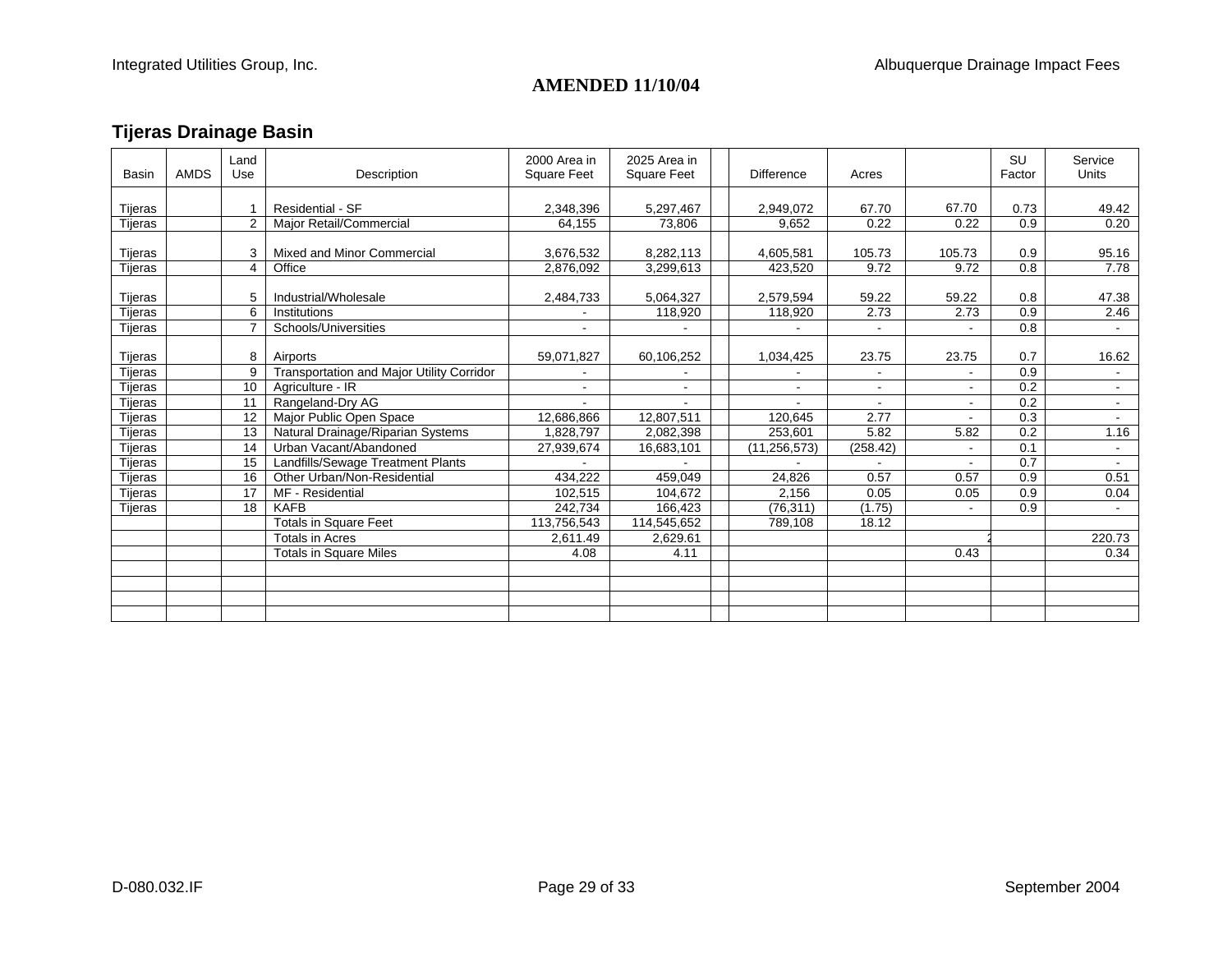**AMENDED 11/10/04**

## Tijeras Drainage Basin

| Basin | AMDS | Land Use | Description | 2000 Area in Square Feet | 2025 Area in Square Feet | | Difference | Acres | | SU Factor | Service Units |
|---|---|---|---|---|---|---|---|---|---|---|---|
| Tijeras | | 1 | Residential - SF | 2,348,396 | 5,297,467 | | 2,949,072 | 67.70 | 67.70 | 0.73 | 49.42 |
| Tijeras | | 2 | Major Retail/Commercial | 64,155 | 73,806 | | 9,652 | 0.22 | 0.22 | 0.9 | 0.20 |
| Tijeras | | 3 | Mixed and Minor Commercial | 3,676,532 | 8,282,113 | | 4,605,581 | 105.73 | 105.73 | 0.9 | 95.16 |
| Tijeras | | 4 | Office | 2,876,092 | 3,299,613 | | 423,520 | 9.72 | 9.72 | 0.8 | 7.78 |
| Tijeras | | 5 | Industrial/Wholesale | 2,484,733 | 5,064,327 | | 2,579,594 | 59.22 | 59.22 | 0.8 | 47.38 |
| Tijeras | | 6 | Institutions | - | 118,920 | | 118,920 | 2.73 | 2.73 | 0.9 | 2.46 |
| Tijeras | | 7 | Schools/Universities | - | - | | - | - | - | 0.8 | - |
| Tijeras | | 8 | Airports | 59,071,827 | 60,106,252 | | 1,034,425 | 23.75 | 23.75 | 0.7 | 16.62 |
| Tijeras | | 9 | Transportation and Major Utility Corridor | - | - | | - | - | - | 0.9 | - |
| Tijeras | | 10 | Agriculture - IR | - | - | | - | - | - | 0.2 | - |
| Tijeras | | 11 | Rangeland-Dry AG | - | - | | - | - | - | 0.2 | - |
| Tijeras | | 12 | Major Public Open Space | 12,686,866 | 12,807,511 | | 120,645 | 2.77 | - | 0.3 | - |
| Tijeras | | 13 | Natural Drainage/Riparian Systems | 1,828,797 | 2,082,398 | | 253,601 | 5.82 | 5.82 | 0.2 | 1.16 |
| Tijeras | | 14 | Urban Vacant/Abandoned | 27,939,674 | 16,683,101 | | (11,256,573) | (258.42) | - | 0.1 | - |
| Tijeras | | 15 | Landfills/Sewage Treatment Plants | - | - | | - | - | - | 0.7 | - |
| Tijeras | | 16 | Other Urban/Non-Residential | 434,222 | 459,049 | | 24,826 | 0.57 | 0.57 | 0.9 | 0.51 |
| Tijeras | | 17 | MF - Residential | 102,515 | 104,672 | | 2,156 | 0.05 | 0.05 | 0.9 | 0.04 |
| Tijeras | | 18 | KAFB | 242,734 | 166,423 | | (76,311) | (1.75) | - | 0.9 | - |
| | | | Totals in Square Feet | 113,756,543 | 114,545,652 | | 789,108 | 18.12 | | | |
| | | | Totals in Acres | 2,611.49 | 2,629.61 | | | | 2 | | 220.73 |
| | | | Totals in Square Miles | 4.08 | 4.11 | | | | 0.43 | | 0.34 |
| | | | | | | | | | | | |
| | | | | | | | | | | | |
| | | | | | | | | | | | |
| | | | | | | | | | | | |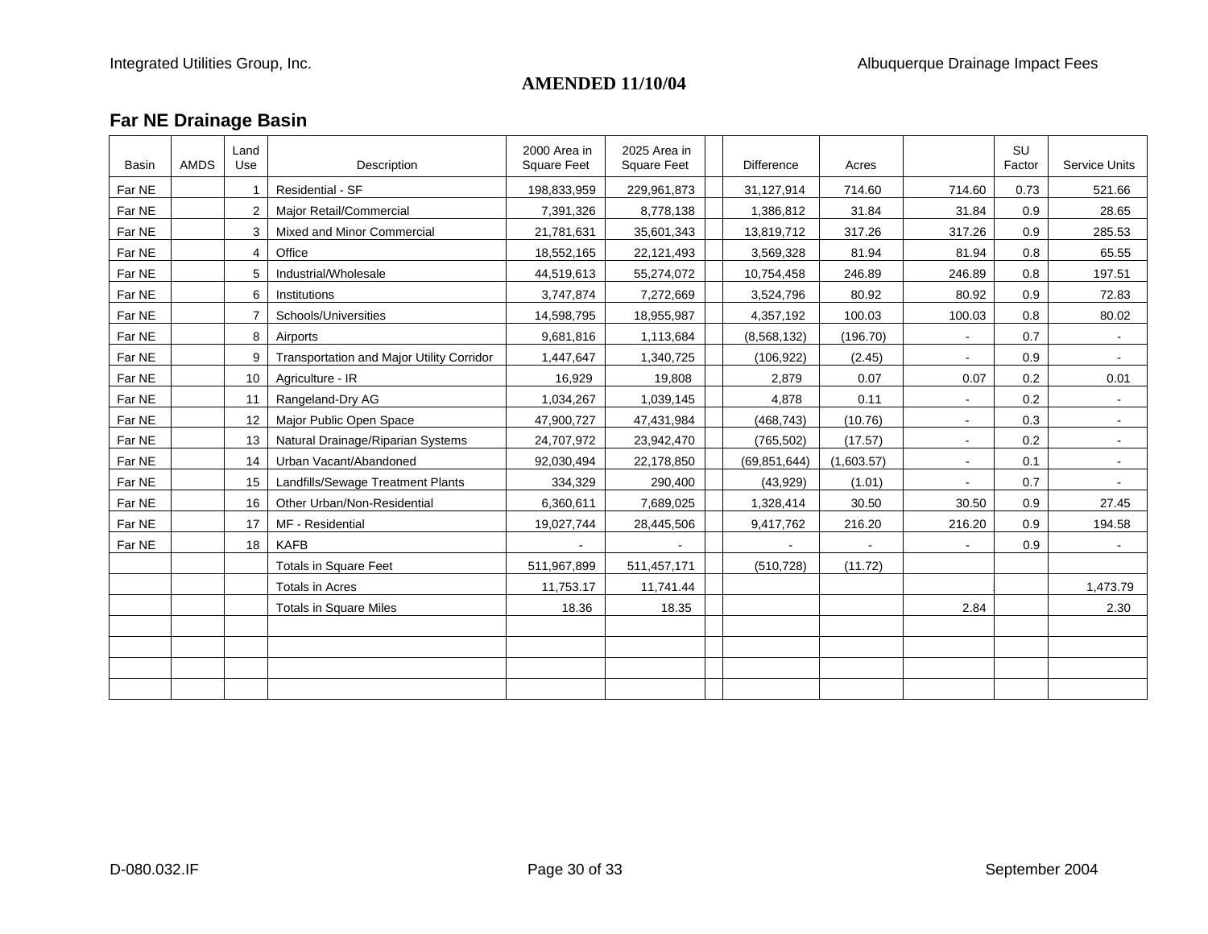**AMENDED 11/10/04**

## Far NE Drainage Basin

| Basin | AMDS | Land Use | Description | 2000 Area in Square Feet | 2025 Area in Square Feet | | Difference | Acres | | SU Factor | Service Units |
|---|---|---|---|---|---|---|---|---|---|---|---|
| Far NE | | 1 | Residential - SF | 198,833,959 | 229,961,873 | | 31,127,914 | 714.60 | 714.60 | 0.73 | 521.66 |
| Far NE | | 2 | Major Retail/Commercial | 7,391,326 | 8,778,138 | | 1,386,812 | 31.84 | 31.84 | 0.9 | 28.65 |
| Far NE | | 3 | Mixed and Minor Commercial | 21,781,631 | 35,601,343 | | 13,819,712 | 317.26 | 317.26 | 0.9 | 285.53 |
| Far NE | | 4 | Office | 18,552,165 | 22,121,493 | | 3,569,328 | 81.94 | 81.94 | 0.8 | 65.55 |
| Far NE | | 5 | Industrial/Wholesale | 44,519,613 | 55,274,072 | | 10,754,458 | 246.89 | 246.89 | 0.8 | 197.51 |
| Far NE | | 6 | Institutions | 3,747,874 | 7,272,669 | | 3,524,796 | 80.92 | 80.92 | 0.9 | 72.83 |
| Far NE | | 7 | Schools/Universities | 14,598,795 | 18,955,987 | | 4,357,192 | 100.03 | 100.03 | 0.8 | 80.02 |
| Far NE | | 8 | Airports | 9,681,816 | 1,113,684 | | (8,568,132) | (196.70) | - | 0.7 | - |
| Far NE | | 9 | Transportation and Major Utility Corridor | 1,447,647 | 1,340,725 | | (106,922) | (2.45) | - | 0.9 | - |
| Far NE | | 10 | Agriculture - IR | 16,929 | 19,808 | | 2,879 | 0.07 | 0.07 | 0.2 | 0.01 |
| Far NE | | 11 | Rangeland-Dry AG | 1,034,267 | 1,039,145 | | 4,878 | 0.11 | - | 0.2 | - |
| Far NE | | 12 | Major Public Open Space | 47,900,727 | 47,431,984 | | (468,743) | (10.76) | - | 0.3 | - |
| Far NE | | 13 | Natural Drainage/Riparian Systems | 24,707,972 | 23,942,470 | | (765,502) | (17.57) | - | 0.2 | - |
| Far NE | | 14 | Urban Vacant/Abandoned | 92,030,494 | 22,178,850 | | (69,851,644) | (1,603.57) | - | 0.1 | - |
| Far NE | | 15 | Landfills/Sewage Treatment Plants | 334,329 | 290,400 | | (43,929) | (1.01) | - | 0.7 | - |
| Far NE | | 16 | Other Urban/Non-Residential | 6,360,611 | 7,689,025 | | 1,328,414 | 30.50 | 30.50 | 0.9 | 27.45 |
| Far NE | | 17 | MF - Residential | 19,027,744 | 28,445,506 | | 9,417,762 | 216.20 | 216.20 | 0.9 | 194.58 |
| Far NE | | 18 | KAFB | - | - | | - | - | - | 0.9 | - |
| | | | Totals in Square Feet | 511,967,899 | 511,457,171 | | (510,728) | (11.72) | | | |
| | | | Totals in Acres | 11,753.17 | 11,741.44 | | | | | | 1,473.79 |
| | | | Totals in Square Miles | 18.36 | 18.35 | | | | 2.84 | | 2.30 |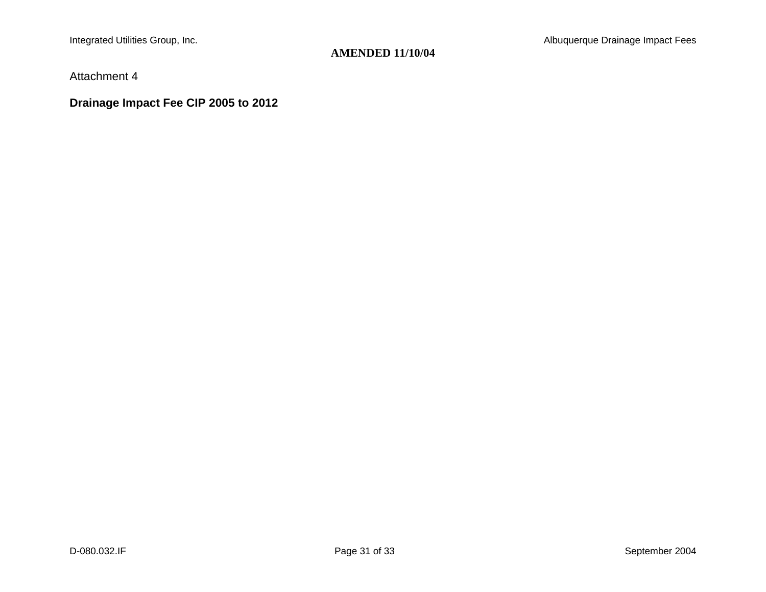**AMENDED 11/10/04**

Attachment 4

**Drainage Impact Fee CIP 2005 to 2012**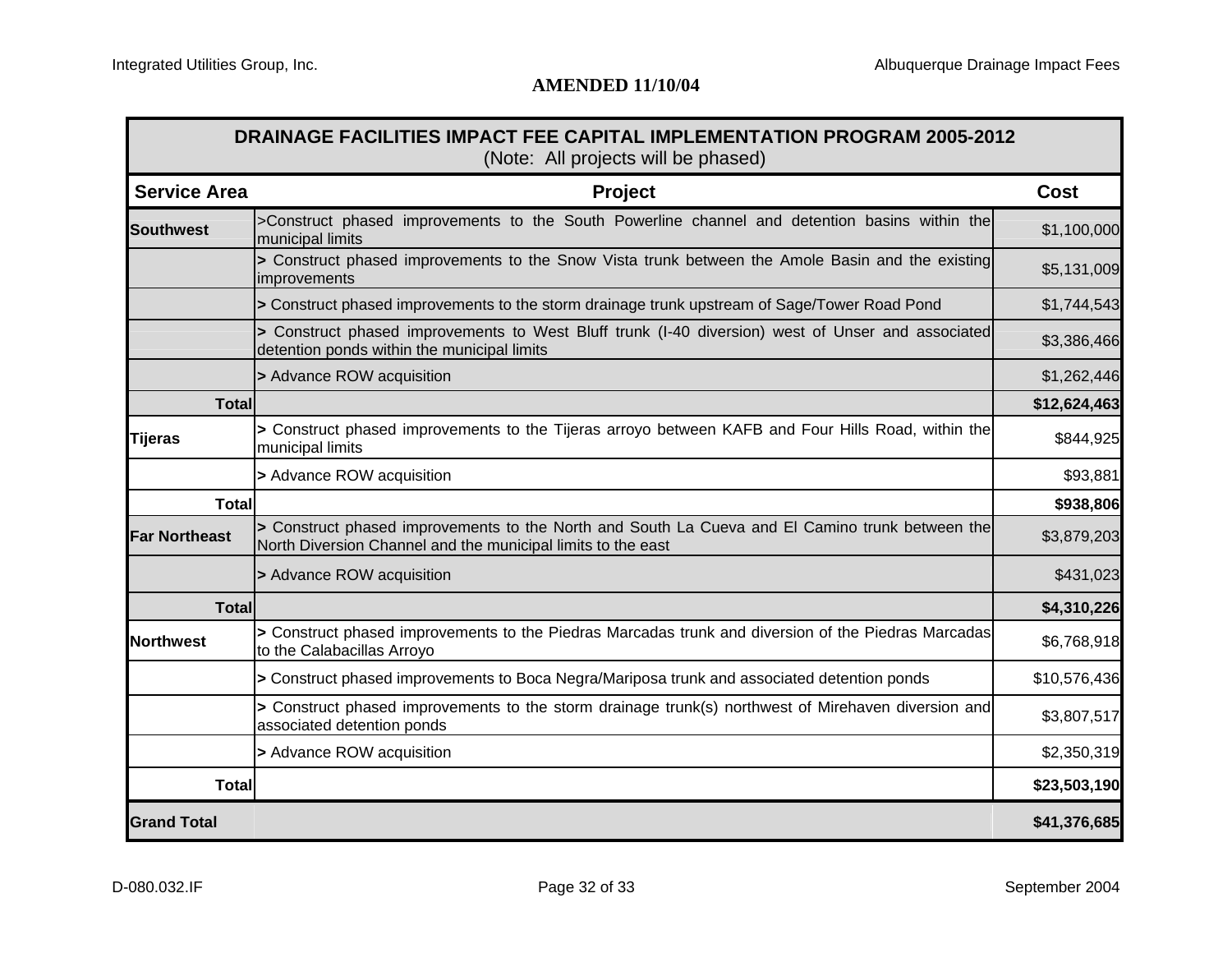**AMENDED 11/10/04**

| DRAINAGE FACILITIES IMPACT FEE CAPITAL IMPLEMENTATION PROGRAM 2005-2012 (Note: All projects will be phased) | | |
|---|---|---|
| **Service Area** | **Project** | **Cost** |
| **Southwest** | >Construct phased improvements to the South Powerline channel and detention basins within the municipal limits | $1,100,000 |
| | > Construct phased improvements to the Snow Vista trunk between the Amole Basin and the existing improvements | $5,131,009 |
| | > Construct phased improvements to the storm drainage trunk upstream of Sage/Tower Road Pond | $1,744,543 |
| | > Construct phased improvements to West Bluff trunk (I-40 diversion) west of Unser and associated detention ponds within the municipal limits | $3,386,466 |
| | > Advance ROW acquisition | $1,262,446 |
| **Total** | | **$12,624,463** |
| **Tijeras** | > Construct phased improvements to the Tijeras arroyo between KAFB and Four Hills Road, within the municipal limits | $844,925 |
| | > Advance ROW acquisition | $93,881 |
| **Total** | | **$938,806** |
| **Far Northeast** | > Construct phased improvements to the North and South La Cueva and El Camino trunk between the North Diversion Channel and the municipal limits to the east | $3,879,203 |
| | > Advance ROW acquisition | $431,023 |
| **Total** | | **$4,310,226** |
| **Northwest** | > Construct phased improvements to the Piedras Marcadas trunk and diversion of the Piedras Marcadas to the Calabacillas Arroyo | $6,768,918 |
| | > Construct phased improvements to Boca Negra/Mariposa trunk and associated detention ponds | $10,576,436 |
| | > Construct phased improvements to the storm drainage trunk(s) northwest of Mirehaven diversion and associated detention ponds | $3,807,517 |
| | > Advance ROW acquisition | $2,350,319 |
| **Total** | | **$23,503,190** |
| **Grand Total** | | **$41,376,685** |